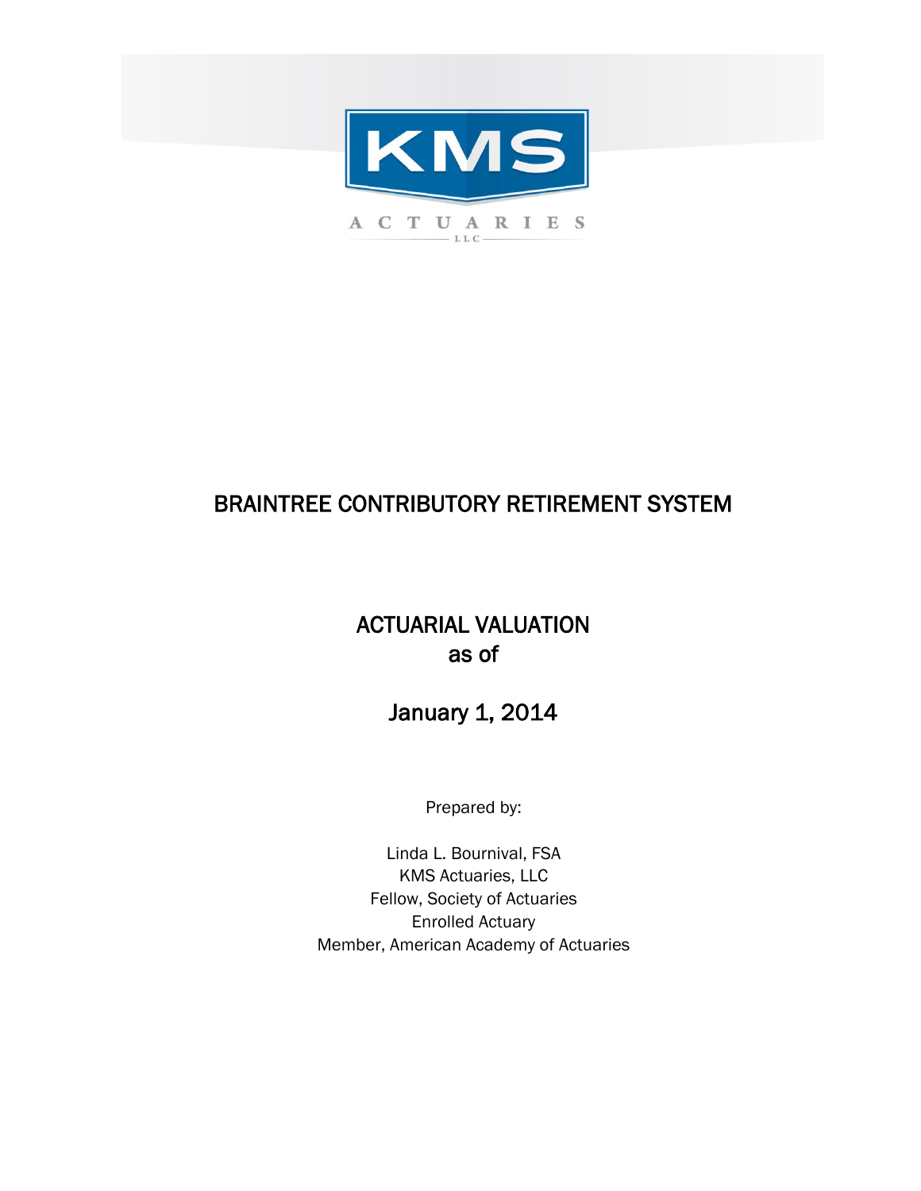KMS

ACTUARIES LLC

# BRAINTREE CONTRIBUTORY RETIREMENT SYSTEM

## ACTUARIAL VALUATION as of

## January 1, 2014

Prepared by:

Linda L. Bournival, FSA
KMS Actuaries, LLC
Fellow, Society of Actuaries
Enrolled Actuary
Member, American Academy of Actuaries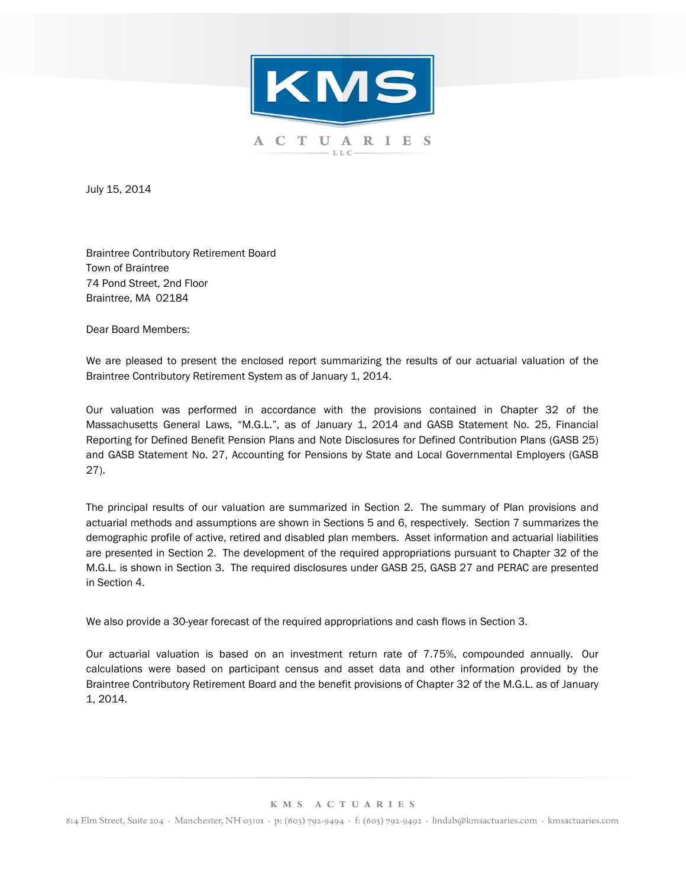July 15, 2014

Braintree Contributory Retirement Board
Town of Braintree
74 Pond Street, 2nd Floor
Braintree, MA 02184

Dear Board Members:

We are pleased to present the enclosed report summarizing the results of our actuarial valuation of the Braintree Contributory Retirement System as of January 1, 2014.

Our valuation was performed in accordance with the provisions contained in Chapter 32 of the Massachusetts General Laws, "M.G.L.", as of January 1, 2014 and GASB Statement No. 25, Financial Reporting for Defined Benefit Pension Plans and Note Disclosures for Defined Contribution Plans (GASB 25) and GASB Statement No. 27, Accounting for Pensions by State and Local Governmental Employers (GASB 27).

The principal results of our valuation are summarized in Section 2. The summary of Plan provisions and actuarial methods and assumptions are shown in Sections 5 and 6, respectively. Section 7 summarizes the demographic profile of active, retired and disabled plan members. Asset information and actuarial liabilities are presented in Section 2. The development of the required appropriations pursuant to Chapter 32 of the M.G.L. is shown in Section 3. The required disclosures under GASB 25, GASB 27 and PERAC are presented in Section 4.

We also provide a 30-year forecast of the required appropriations and cash flows in Section 3.

Our actuarial valuation is based on an investment return rate of 7.75%, compounded annually. Our calculations were based on participant census and asset data and other information provided by the Braintree Contributory Retirement Board and the benefit provisions of Chapter 32 of the M.G.L. as of January 1, 2014.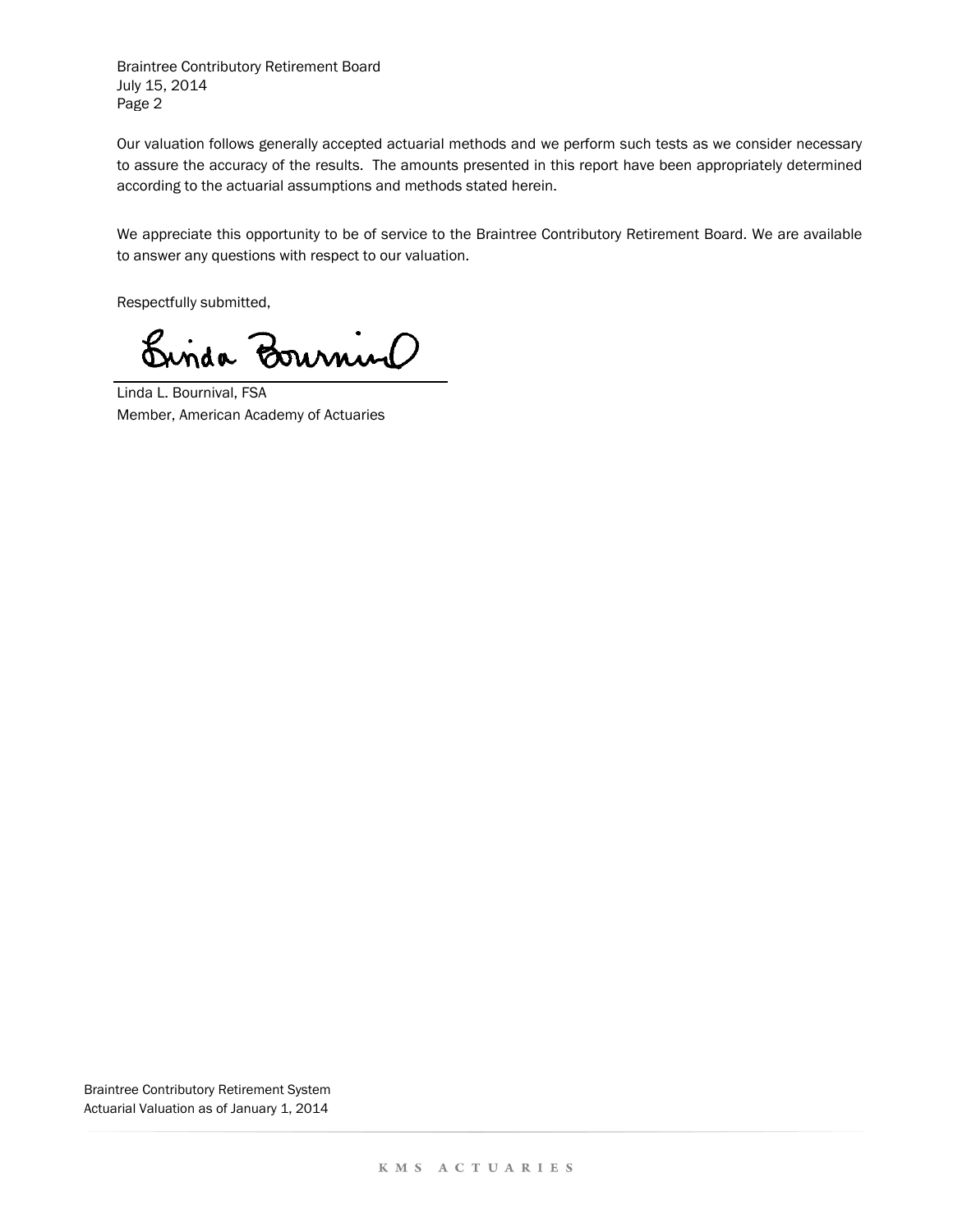Our valuation follows generally accepted actuarial methods and we perform such tests as we consider necessary to assure the accuracy of the results. The amounts presented in this report have been appropriately determined according to the actuarial assumptions and methods stated herein.

We appreciate this opportunity to be of service to the Braintree Contributory Retirement Board. We are available to answer any questions with respect to our valuation.

Respectfully submitted,

Linda L. Bournival, FSA
Member, American Academy of Actuaries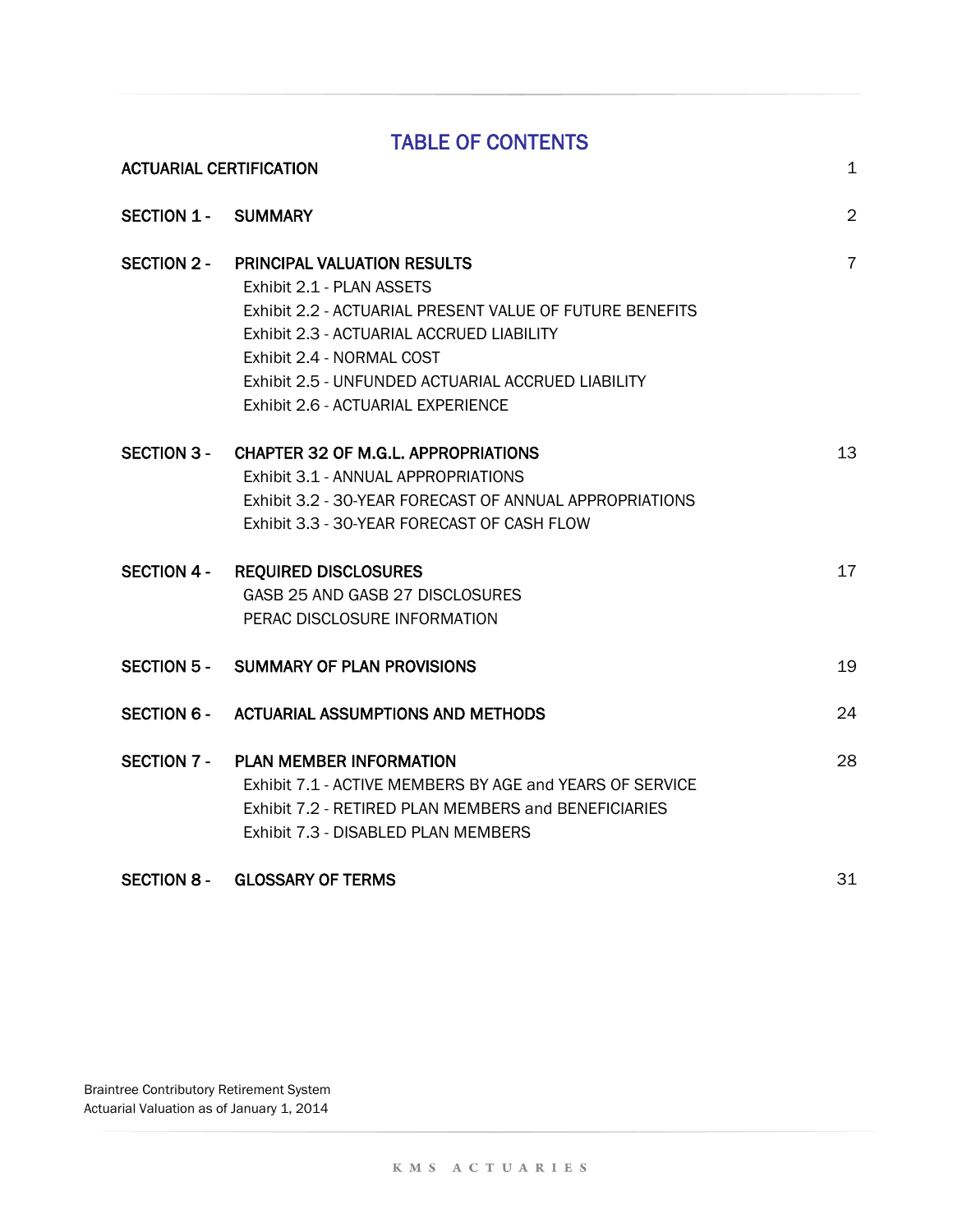# TABLE OF CONTENTS

| | | |
|---|---|---|
| **ACTUARIAL CERTIFICATION** | | 1 |
| **SECTION 1 -** | **SUMMARY** | 2 |
| **SECTION 2 -** | **PRINCIPAL VALUATION RESULTS** | 7 |
| | Exhibit 2.1 - PLAN ASSETS | |
| | Exhibit 2.2 - ACTUARIAL PRESENT VALUE OF FUTURE BENEFITS | |
| | Exhibit 2.3 - ACTUARIAL ACCRUED LIABILITY | |
| | Exhibit 2.4 - NORMAL COST | |
| | Exhibit 2.5 - UNFUNDED ACTUARIAL ACCRUED LIABILITY | |
| | Exhibit 2.6 - ACTUARIAL EXPERIENCE | |
| **SECTION 3 -** | **CHAPTER 32 OF M.G.L. APPROPRIATIONS** | 13 |
| | Exhibit 3.1 - ANNUAL APPROPRIATIONS | |
| | Exhibit 3.2 - 30-YEAR FORECAST OF ANNUAL APPROPRIATIONS | |
| | Exhibit 3.3 - 30-YEAR FORECAST OF CASH FLOW | |
| **SECTION 4 -** | **REQUIRED DISCLOSURES** | 17 |
| | GASB 25 AND GASB 27 DISCLOSURES | |
| | PERAC DISCLOSURE INFORMATION | |
| **SECTION 5 -** | **SUMMARY OF PLAN PROVISIONS** | 19 |
| **SECTION 6 -** | **ACTUARIAL ASSUMPTIONS AND METHODS** | 24 |
| **SECTION 7 -** | **PLAN MEMBER INFORMATION** | 28 |
| | Exhibit 7.1 - ACTIVE MEMBERS BY AGE and YEARS OF SERVICE | |
| | Exhibit 7.2 - RETIRED PLAN MEMBERS and BENEFICIARIES | |
| | Exhibit 7.3 - DISABLED PLAN MEMBERS | |
| **SECTION 8 -** | **GLOSSARY OF TERMS** | 31 |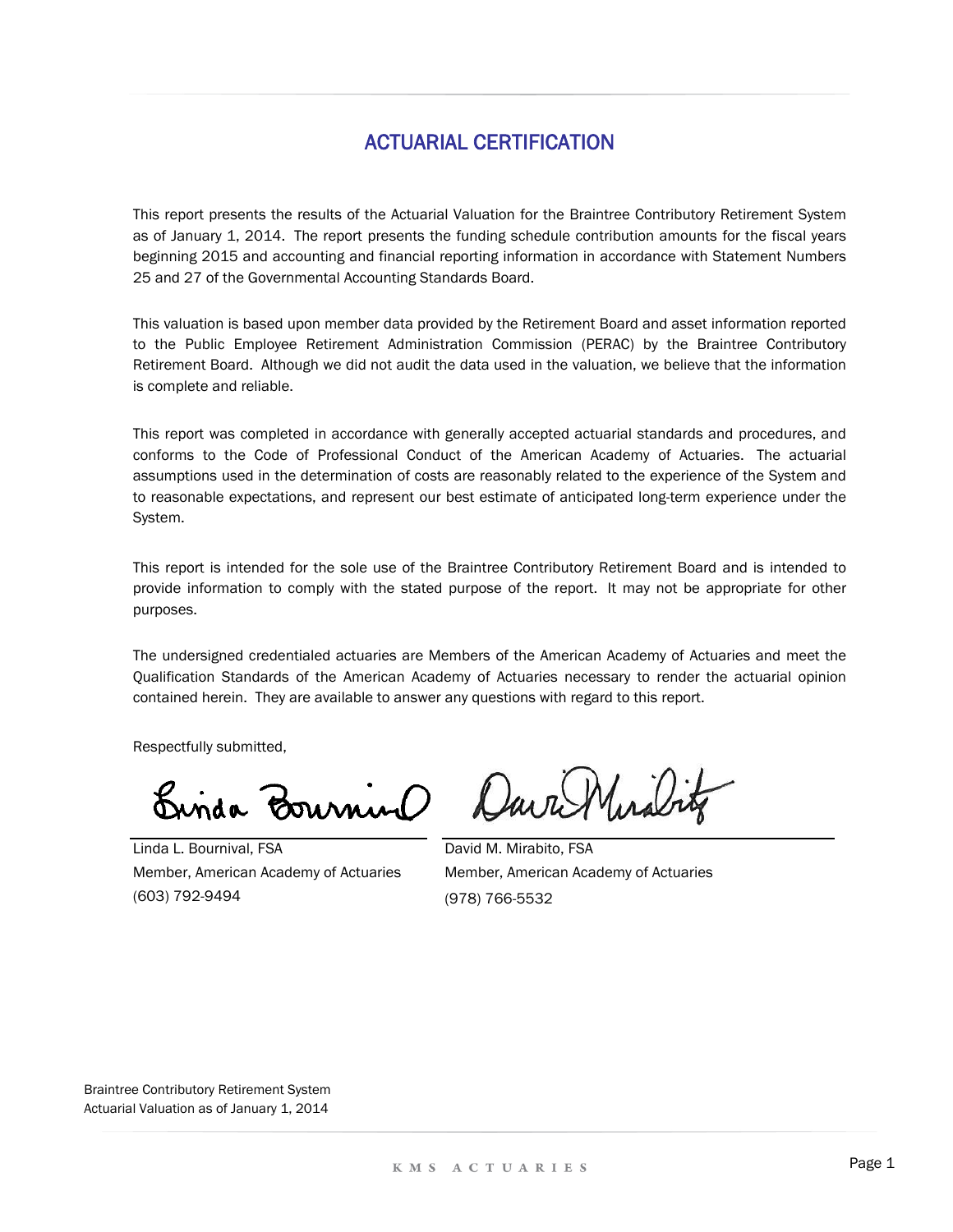# ACTUARIAL CERTIFICATION

This report presents the results of the Actuarial Valuation for the Braintree Contributory Retirement System as of January 1, 2014. The report presents the funding schedule contribution amounts for the fiscal years beginning 2015 and accounting and financial reporting information in accordance with Statement Numbers 25 and 27 of the Governmental Accounting Standards Board.

This valuation is based upon member data provided by the Retirement Board and asset information reported to the Public Employee Retirement Administration Commission (PERAC) by the Braintree Contributory Retirement Board. Although we did not audit the data used in the valuation, we believe that the information is complete and reliable.

This report was completed in accordance with generally accepted actuarial standards and procedures, and conforms to the Code of Professional Conduct of the American Academy of Actuaries. The actuarial assumptions used in the determination of costs are reasonably related to the experience of the System and to reasonable expectations, and represent our best estimate of anticipated long-term experience under the System.

This report is intended for the sole use of the Braintree Contributory Retirement Board and is intended to provide information to comply with the stated purpose of the report. It may not be appropriate for other purposes.

The undersigned credentialed actuaries are Members of the American Academy of Actuaries and meet the Qualification Standards of the American Academy of Actuaries necessary to render the actuarial opinion contained herein. They are available to answer any questions with regard to this report.

Respectfully submitted,

Linda L. Bournival, FSA
Member, American Academy of Actuaries
(603) 792-9494

David M. Mirabito, FSA
Member, American Academy of Actuaries
(978) 766-5532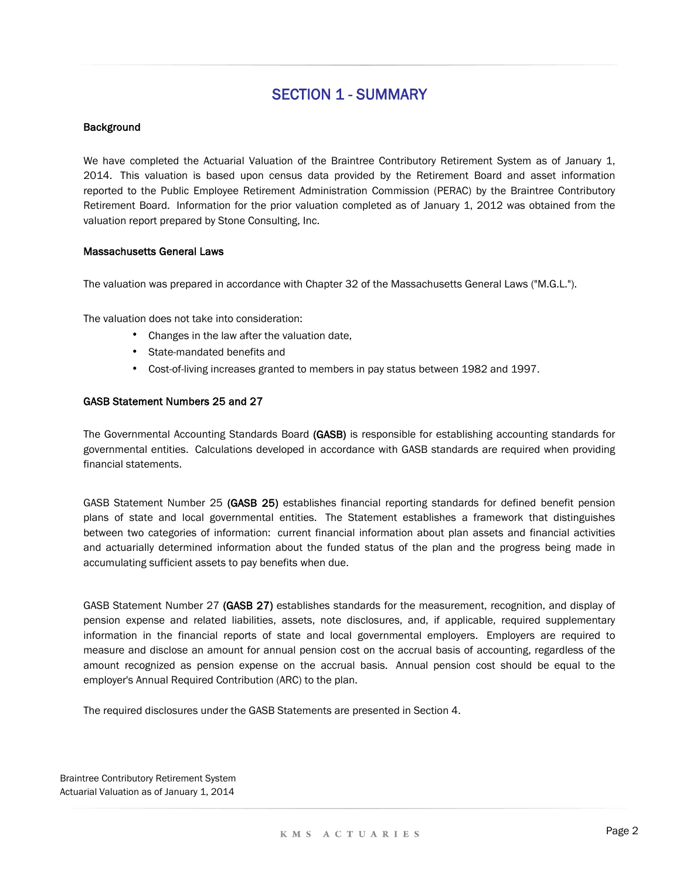# SECTION 1 - SUMMARY

**Background**

We have completed the Actuarial Valuation of the Braintree Contributory Retirement System as of January 1, 2014. This valuation is based upon census data provided by the Retirement Board and asset information reported to the Public Employee Retirement Administration Commission (PERAC) by the Braintree Contributory Retirement Board. Information for the prior valuation completed as of January 1, 2012 was obtained from the valuation report prepared by Stone Consulting, Inc.

**Massachusetts General Laws**

The valuation was prepared in accordance with Chapter 32 of the Massachusetts General Laws ("M.G.L.").

The valuation does not take into consideration:

- Changes in the law after the valuation date,
- State-mandated benefits and
- Cost-of-living increases granted to members in pay status between 1982 and 1997.

**GASB Statement Numbers 25 and 27**

The Governmental Accounting Standards Board **(GASB)** is responsible for establishing accounting standards for governmental entities. Calculations developed in accordance with GASB standards are required when providing financial statements.

GASB Statement Number 25 **(GASB 25)** establishes financial reporting standards for defined benefit pension plans of state and local governmental entities. The Statement establishes a framework that distinguishes between two categories of information: current financial information about plan assets and financial activities and actuarially determined information about the funded status of the plan and the progress being made in accumulating sufficient assets to pay benefits when due.

GASB Statement Number 27 **(GASB 27)** establishes standards for the measurement, recognition, and display of pension expense and related liabilities, assets, note disclosures, and, if applicable, required supplementary information in the financial reports of state and local governmental employers. Employers are required to measure and disclose an amount for annual pension cost on the accrual basis of accounting, regardless of the amount recognized as pension expense on the accrual basis. Annual pension cost should be equal to the employer's Annual Required Contribution (ARC) to the plan.

The required disclosures under the GASB Statements are presented in Section 4.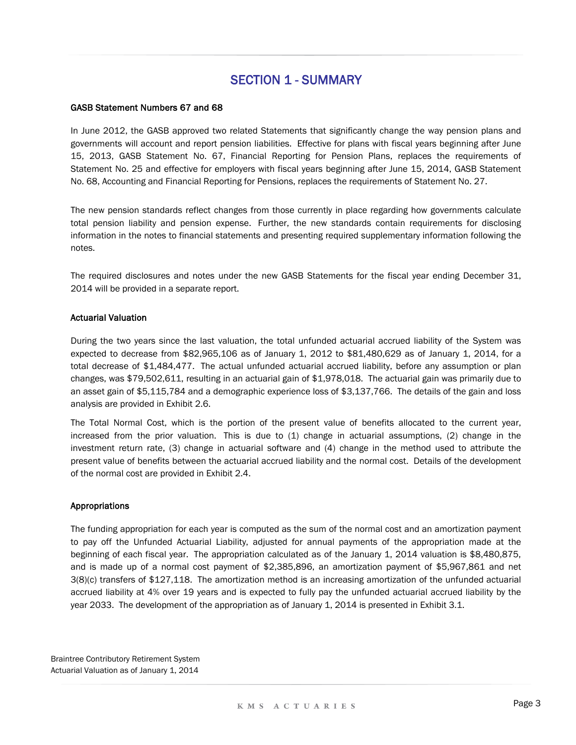# SECTION 1 - SUMMARY

**GASB Statement Numbers 67 and 68**

In June 2012, the GASB approved two related Statements that significantly change the way pension plans and governments will account and report pension liabilities. Effective for plans with fiscal years beginning after June 15, 2013, GASB Statement No. 67, Financial Reporting for Pension Plans, replaces the requirements of Statement No. 25 and effective for employers with fiscal years beginning after June 15, 2014, GASB Statement No. 68, Accounting and Financial Reporting for Pensions, replaces the requirements of Statement No. 27.

The new pension standards reflect changes from those currently in place regarding how governments calculate total pension liability and pension expense. Further, the new standards contain requirements for disclosing information in the notes to financial statements and presenting required supplementary information following the notes.

The required disclosures and notes under the new GASB Statements for the fiscal year ending December 31, 2014 will be provided in a separate report.

**Actuarial Valuation**

During the two years since the last valuation, the total unfunded actuarial accrued liability of the System was expected to decrease from $82,965,106 as of January 1, 2012 to $81,480,629 as of January 1, 2014, for a total decrease of $1,484,477. The actual unfunded actuarial accrued liability, before any assumption or plan changes, was $79,502,611, resulting in an actuarial gain of $1,978,018. The actuarial gain was primarily due to an asset gain of $5,115,784 and a demographic experience loss of $3,137,766. The details of the gain and loss analysis are provided in Exhibit 2.6.

The Total Normal Cost, which is the portion of the present value of benefits allocated to the current year, increased from the prior valuation. This is due to (1) change in actuarial assumptions, (2) change in the investment return rate, (3) change in actuarial software and (4) change in the method used to attribute the present value of benefits between the actuarial accrued liability and the normal cost. Details of the development of the normal cost are provided in Exhibit 2.4.

**Appropriations**

The funding appropriation for each year is computed as the sum of the normal cost and an amortization payment to pay off the Unfunded Actuarial Liability, adjusted for annual payments of the appropriation made at the beginning of each fiscal year. The appropriation calculated as of the January 1, 2014 valuation is $8,480,875, and is made up of a normal cost payment of $2,385,896, an amortization payment of $5,967,861 and net 3(8)(c) transfers of $127,118. The amortization method is an increasing amortization of the unfunded actuarial accrued liability at 4% over 19 years and is expected to fully pay the unfunded actuarial accrued liability by the year 2033. The development of the appropriation as of January 1, 2014 is presented in Exhibit 3.1.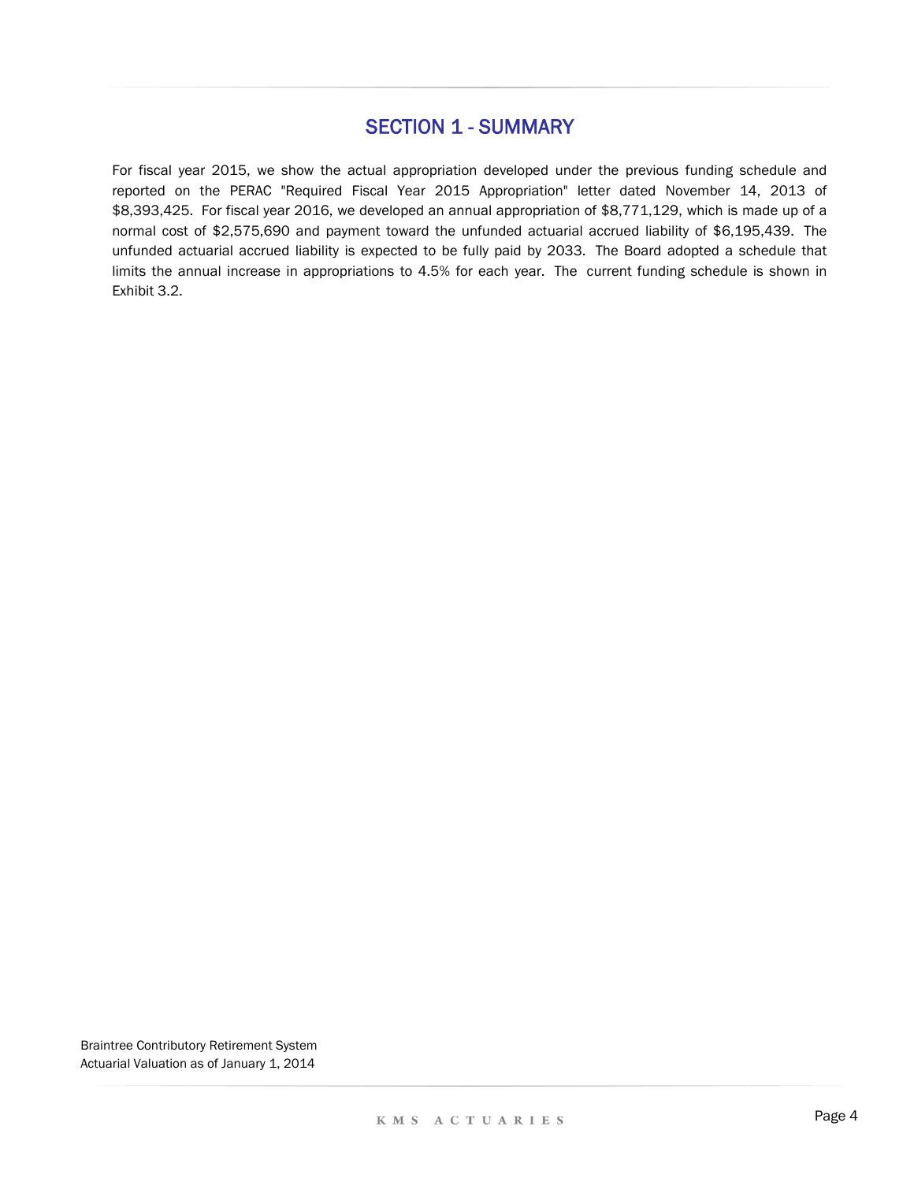# SECTION 1 - SUMMARY

For fiscal year 2015, we show the actual appropriation developed under the previous funding schedule and reported on the PERAC "Required Fiscal Year 2015 Appropriation" letter dated November 14, 2013 of $8,393,425. For fiscal year 2016, we developed an annual appropriation of $8,771,129, which is made up of a normal cost of $2,575,690 and payment toward the unfunded actuarial accrued liability of $6,195,439. The unfunded actuarial accrued liability is expected to be fully paid by 2033. The Board adopted a schedule that limits the annual increase in appropriations to 4.5% for each year. The current funding schedule is shown in Exhibit 3.2.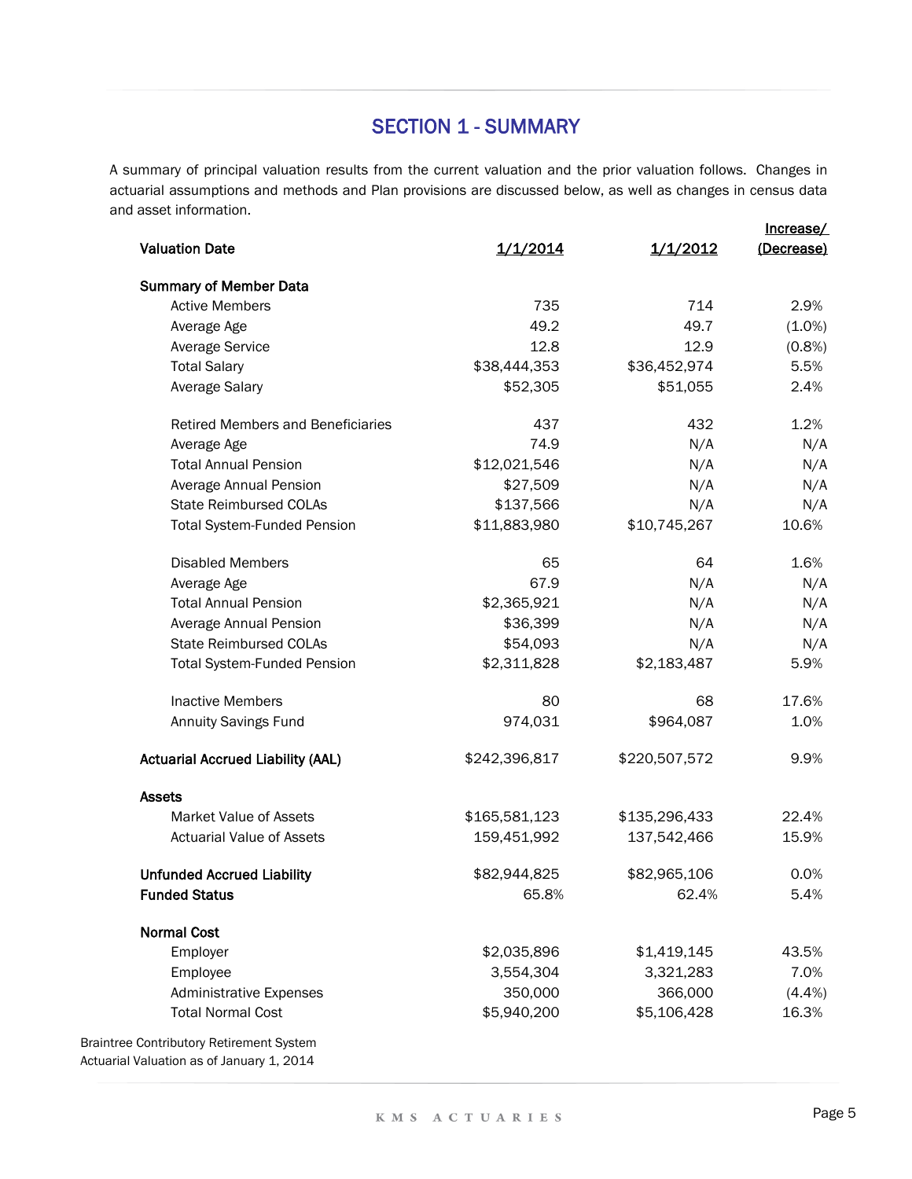## SECTION 1 - SUMMARY

A summary of principal valuation results from the current valuation and the prior valuation follows. Changes in actuarial assumptions and methods and Plan provisions are discussed below, as well as changes in census data and asset information.

| Valuation Date | 1/1/2014 | 1/1/2012 | Increase/ (Decrease) |
|---|---|---|---|
| **Summary of Member Data** | | | |
| Active Members | 735 | 714 | 2.9% |
| Average Age | 49.2 | 49.7 | (1.0%) |
| Average Service | 12.8 | 12.9 | (0.8%) |
| Total Salary | $38,444,353 | $36,452,974 | 5.5% |
| Average Salary | $52,305 | $51,055 | 2.4% |
| | | | |
| Retired Members and Beneficiaries | 437 | 432 | 1.2% |
| Average Age | 74.9 | N/A | N/A |
| Total Annual Pension | $12,021,546 | N/A | N/A |
| Average Annual Pension | $27,509 | N/A | N/A |
| State Reimbursed COLAs | $137,566 | N/A | N/A |
| Total System-Funded Pension | $11,883,980 | $10,745,267 | 10.6% |
| | | | |
| Disabled Members | 65 | 64 | 1.6% |
| Average Age | 67.9 | N/A | N/A |
| Total Annual Pension | $2,365,921 | N/A | N/A |
| Average Annual Pension | $36,399 | N/A | N/A |
| State Reimbursed COLAs | $54,093 | N/A | N/A |
| Total System-Funded Pension | $2,311,828 | $2,183,487 | 5.9% |
| | | | |
| Inactive Members | 80 | 68 | 17.6% |
| Annuity Savings Fund | 974,031 | $964,087 | 1.0% |
| | | | |
| **Actuarial Accrued Liability (AAL)** | $242,396,817 | $220,507,572 | 9.9% |
| | | | |
| **Assets** | | | |
| Market Value of Assets | $165,581,123 | $135,296,433 | 22.4% |
| Actuarial Value of Assets | 159,451,992 | 137,542,466 | 15.9% |
| | | | |
| **Unfunded Accrued Liability** | $82,944,825 | $82,965,106 | 0.0% |
| **Funded Status** | 65.8% | 62.4% | 5.4% |
| | | | |
| **Normal Cost** | | | |
| Employer | $2,035,896 | $1,419,145 | 43.5% |
| Employee | 3,554,304 | 3,321,283 | 7.0% |
| Administrative Expenses | 350,000 | 366,000 | (4.4%) |
| Total Normal Cost | $5,940,200 | $5,106,428 | 16.3% |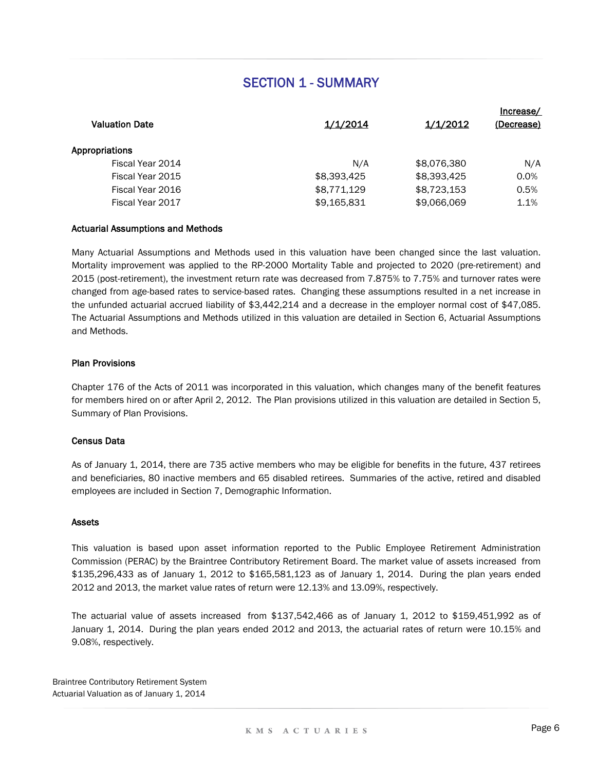## SECTION 1 - SUMMARY

| Valuation Date | 1/1/2014 | 1/1/2012 | Increase/ (Decrease) |
|---|---|---|---|
| **Appropriations** | | | |
| Fiscal Year 2014 | N/A | $8,076,380 | N/A |
| Fiscal Year 2015 | $8,393,425 | $8,393,425 | 0.0% |
| Fiscal Year 2016 | $8,771,129 | $8,723,153 | 0.5% |
| Fiscal Year 2017 | $9,165,831 | $9,066,069 | 1.1% |

### Actuarial Assumptions and Methods

Many Actuarial Assumptions and Methods used in this valuation have been changed since the last valuation. Mortality improvement was applied to the RP-2000 Mortality Table and projected to 2020 (pre-retirement) and 2015 (post-retirement), the investment return rate was decreased from 7.875% to 7.75% and turnover rates were changed from age-based rates to service-based rates. Changing these assumptions resulted in a net increase in the unfunded actuarial accrued liability of $3,442,214 and a decrease in the employer normal cost of $47,085. The Actuarial Assumptions and Methods utilized in this valuation are detailed in Section 6, Actuarial Assumptions and Methods.

### Plan Provisions

Chapter 176 of the Acts of 2011 was incorporated in this valuation, which changes many of the benefit features for members hired on or after April 2, 2012. The Plan provisions utilized in this valuation are detailed in Section 5, Summary of Plan Provisions.

### Census Data

As of January 1, 2014, there are 735 active members who may be eligible for benefits in the future, 437 retirees and beneficiaries, 80 inactive members and 65 disabled retirees. Summaries of the active, retired and disabled employees are included in Section 7, Demographic Information.

### Assets

This valuation is based upon asset information reported to the Public Employee Retirement Administration Commission (PERAC) by the Braintree Contributory Retirement Board. The market value of assets increased from $135,296,433 as of January 1, 2012 to $165,581,123 as of January 1, 2014. During the plan years ended 2012 and 2013, the market value rates of return were 12.13% and 13.09%, respectively.

The actuarial value of assets increased from $137,542,466 as of January 1, 2012 to $159,451,992 as of January 1, 2014. During the plan years ended 2012 and 2013, the actuarial rates of return were 10.15% and 9.08%, respectively.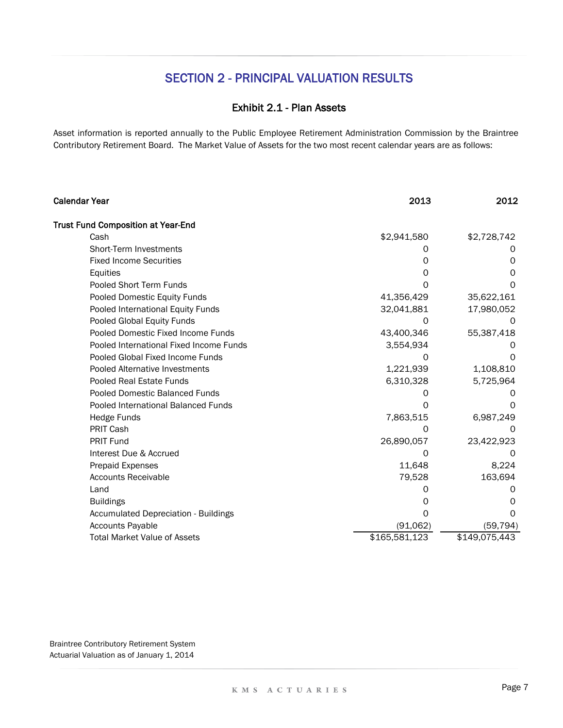# SECTION 2 - PRINCIPAL VALUATION RESULTS

## Exhibit 2.1 - Plan Assets

Asset information is reported annually to the Public Employee Retirement Administration Commission by the Braintree Contributory Retirement Board. The Market Value of Assets for the two most recent calendar years are as follows:

| Calendar Year | 2013 | 2012 |
|---|---|---|
| **Trust Fund Composition at Year-End** | | |
| Cash | $2,941,580 | $2,728,742 |
| Short-Term Investments | 0 | 0 |
| Fixed Income Securities | 0 | 0 |
| Equities | 0 | 0 |
| Pooled Short Term Funds | 0 | 0 |
| Pooled Domestic Equity Funds | 41,356,429 | 35,622,161 |
| Pooled International Equity Funds | 32,041,881 | 17,980,052 |
| Pooled Global Equity Funds | 0 | 0 |
| Pooled Domestic Fixed Income Funds | 43,400,346 | 55,387,418 |
| Pooled International Fixed Income Funds | 3,554,934 | 0 |
| Pooled Global Fixed Income Funds | 0 | 0 |
| Pooled Alternative Investments | 1,221,939 | 1,108,810 |
| Pooled Real Estate Funds | 6,310,328 | 5,725,964 |
| Pooled Domestic Balanced Funds | 0 | 0 |
| Pooled International Balanced Funds | 0 | 0 |
| Hedge Funds | 7,863,515 | 6,987,249 |
| PRIT Cash | 0 | 0 |
| PRIT Fund | 26,890,057 | 23,422,923 |
| Interest Due & Accrued | 0 | 0 |
| Prepaid Expenses | 11,648 | 8,224 |
| Accounts Receivable | 79,528 | 163,694 |
| Land | 0 | 0 |
| Buildings | 0 | 0 |
| Accumulated Depreciation - Buildings | 0 | 0 |
| Accounts Payable | (91,062) | (59,794) |
| Total Market Value of Assets | $165,581,123 | $149,075,443 |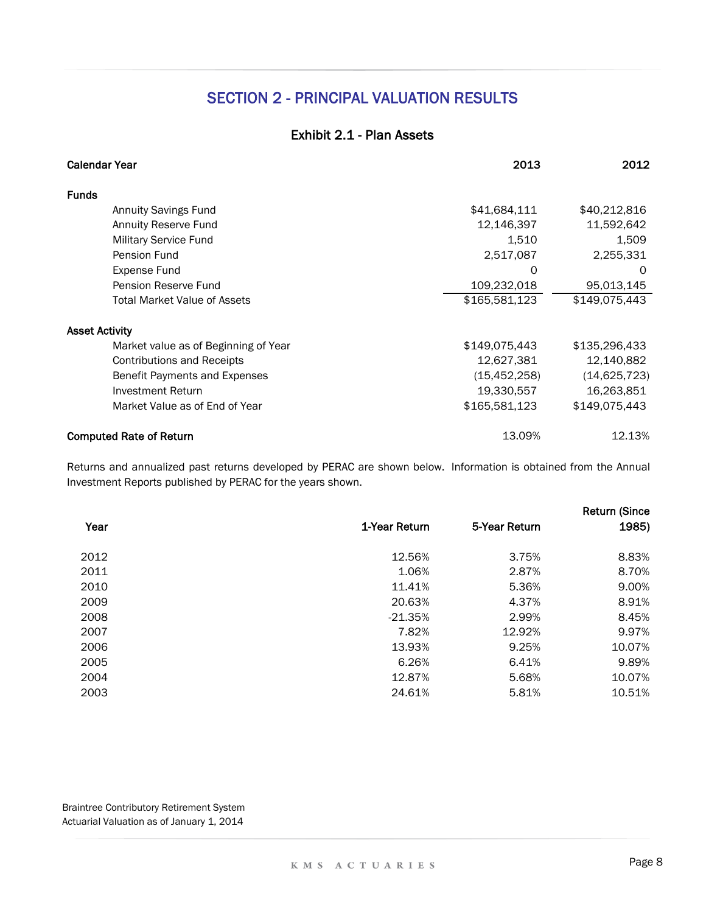# SECTION 2 - PRINCIPAL VALUATION RESULTS

## Exhibit 2.1 - Plan Assets

| Calendar Year | 2013 | 2012 |
|---|---|---|
| **Funds** | | |
| Annuity Savings Fund | $41,684,111 | $40,212,816 |
| Annuity Reserve Fund | 12,146,397 | 11,592,642 |
| Military Service Fund | 1,510 | 1,509 |
| Pension Fund | 2,517,087 | 2,255,331 |
| Expense Fund | 0 | 0 |
| Pension Reserve Fund | 109,232,018 | 95,013,145 |
| Total Market Value of Assets | $165,581,123 | $149,075,443 |
| **Asset Activity** | | |
| Market value as of Beginning of Year | $149,075,443 | $135,296,433 |
| Contributions and Receipts | 12,627,381 | 12,140,882 |
| Benefit Payments and Expenses | (15,452,258) | (14,625,723) |
| Investment Return | 19,330,557 | 16,263,851 |
| Market Value as of End of Year | $165,581,123 | $149,075,443 |
| **Computed Rate of Return** | 13.09% | 12.13% |

Returns and annualized past returns developed by PERAC are shown below. Information is obtained from the Annual Investment Reports published by PERAC for the years shown.

| Year | 1-Year Return | 5-Year Return | Return (Since 1985) |
|---|---|---|---|
| 2012 | 12.56% | 3.75% | 8.83% |
| 2011 | 1.06% | 2.87% | 8.70% |
| 2010 | 11.41% | 5.36% | 9.00% |
| 2009 | 20.63% | 4.37% | 8.91% |
| 2008 | -21.35% | 2.99% | 8.45% |
| 2007 | 7.82% | 12.92% | 9.97% |
| 2006 | 13.93% | 9.25% | 10.07% |
| 2005 | 6.26% | 6.41% | 9.89% |
| 2004 | 12.87% | 5.68% | 10.07% |
| 2003 | 24.61% | 5.81% | 10.51% |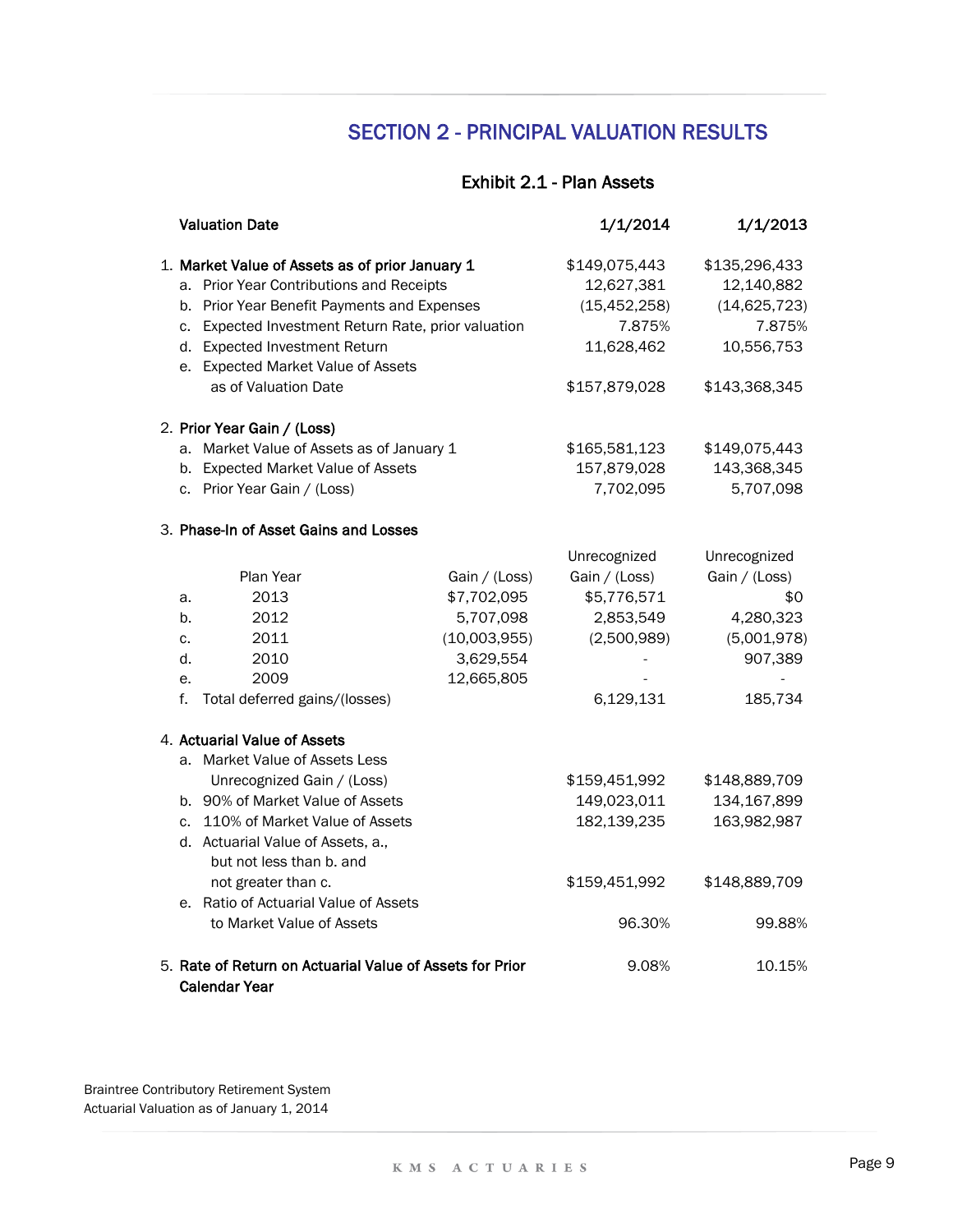# SECTION 2 - PRINCIPAL VALUATION RESULTS

## Exhibit 2.1 - Plan Assets

| Valuation Date | | | 1/1/2014 | 1/1/2013 |
|---|---|---|---|---|
| 1. **Market Value of Assets as of prior January 1** | | | $149,075,443 | $135,296,433 |
| a. Prior Year Contributions and Receipts | | | 12,627,381 | 12,140,882 |
| b. Prior Year Benefit Payments and Expenses | | | (15,452,258) | (14,625,723) |
| c. Expected Investment Return Rate, prior valuation | | | 7.875% | 7.875% |
| d. Expected Investment Return | | | 11,628,462 | 10,556,753 |
| e. Expected Market Value of Assets as of Valuation Date | | | $157,879,028 | $143,368,345 |
| 2. **Prior Year Gain / (Loss)** | | | | |
| a. Market Value of Assets as of January 1 | | | $165,581,123 | $149,075,443 |
| b. Expected Market Value of Assets | | | 157,879,028 | 143,368,345 |
| c. Prior Year Gain / (Loss) | | | 7,702,095 | 5,707,098 |
| 3. **Phase-In of Asset Gains and Losses** | | | | |
| | Plan Year | Gain / (Loss) | Unrecognized Gain / (Loss) | Unrecognized Gain / (Loss) |
| a. | 2013 | $7,702,095 | $5,776,571 | $0 |
| b. | 2012 | 5,707,098 | 2,853,549 | 4,280,323 |
| c. | 2011 | (10,003,955) | (2,500,989) | (5,001,978) |
| d. | 2010 | 3,629,554 | - | 907,389 |
| e. | 2009 | 12,665,805 | - | - |
| f. Total deferred gains/(losses) | | | 6,129,131 | 185,734 |
| 4. **Actuarial Value of Assets** | | | | |
| a. Market Value of Assets Less Unrecognized Gain / (Loss) | | | $159,451,992 | $148,889,709 |
| b. 90% of Market Value of Assets | | | 149,023,011 | 134,167,899 |
| c. 110% of Market Value of Assets | | | 182,139,235 | 163,982,987 |
| d. Actuarial Value of Assets, a., but not less than b. and not greater than c. | | | $159,451,992 | $148,889,709 |
| e. Ratio of Actuarial Value of Assets to Market Value of Assets | | | 96.30% | 99.88% |
| 5. **Rate of Return on Actuarial Value of Assets for Prior Calendar Year** | | | 9.08% | 10.15% |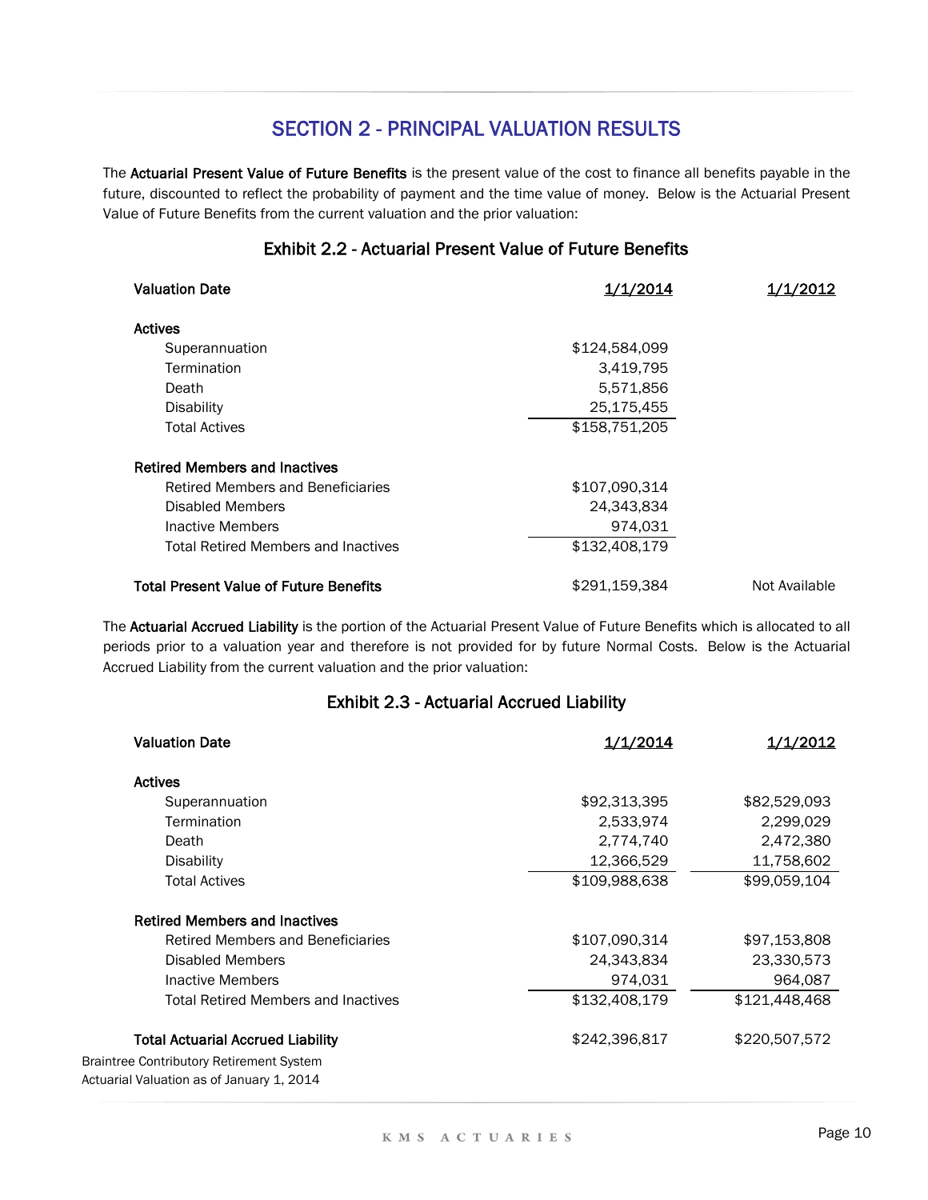# SECTION 2 - PRINCIPAL VALUATION RESULTS

The **Actuarial Present Value of Future Benefits** is the present value of the cost to finance all benefits payable in the future, discounted to reflect the probability of payment and the time value of money. Below is the Actuarial Present Value of Future Benefits from the current valuation and the prior valuation:

### Exhibit 2.2 - Actuarial Present Value of Future Benefits

| Valuation Date | 1/1/2014 | 1/1/2012 |
|---|---|---|
| **Actives** | | |
| Superannuation | $124,584,099 | |
| Termination | 3,419,795 | |
| Death | 5,571,856 | |
| Disability | 25,175,455 | |
| Total Actives | $158,751,205 | |
| **Retired Members and Inactives** | | |
| Retired Members and Beneficiaries | $107,090,314 | |
| Disabled Members | 24,343,834 | |
| Inactive Members | 974,031 | |
| Total Retired Members and Inactives | $132,408,179 | |
| **Total Present Value of Future Benefits** | $291,159,384 | Not Available |

The **Actuarial Accrued Liability** is the portion of the Actuarial Present Value of Future Benefits which is allocated to all periods prior to a valuation year and therefore is not provided for by future Normal Costs. Below is the Actuarial Accrued Liability from the current valuation and the prior valuation:

### Exhibit 2.3 - Actuarial Accrued Liability

| Valuation Date | 1/1/2014 | 1/1/2012 |
|---|---|---|
| **Actives** | | |
| Superannuation | $92,313,395 | $82,529,093 |
| Termination | 2,533,974 | 2,299,029 |
| Death | 2,774,740 | 2,472,380 |
| Disability | 12,366,529 | 11,758,602 |
| Total Actives | $109,988,638 | $99,059,104 |
| **Retired Members and Inactives** | | |
| Retired Members and Beneficiaries | $107,090,314 | $97,153,808 |
| Disabled Members | 24,343,834 | 23,330,573 |
| Inactive Members | 974,031 | 964,087 |
| Total Retired Members and Inactives | $132,408,179 | $121,448,468 |
| **Total Actuarial Accrued Liability** | $242,396,817 | $220,507,572 |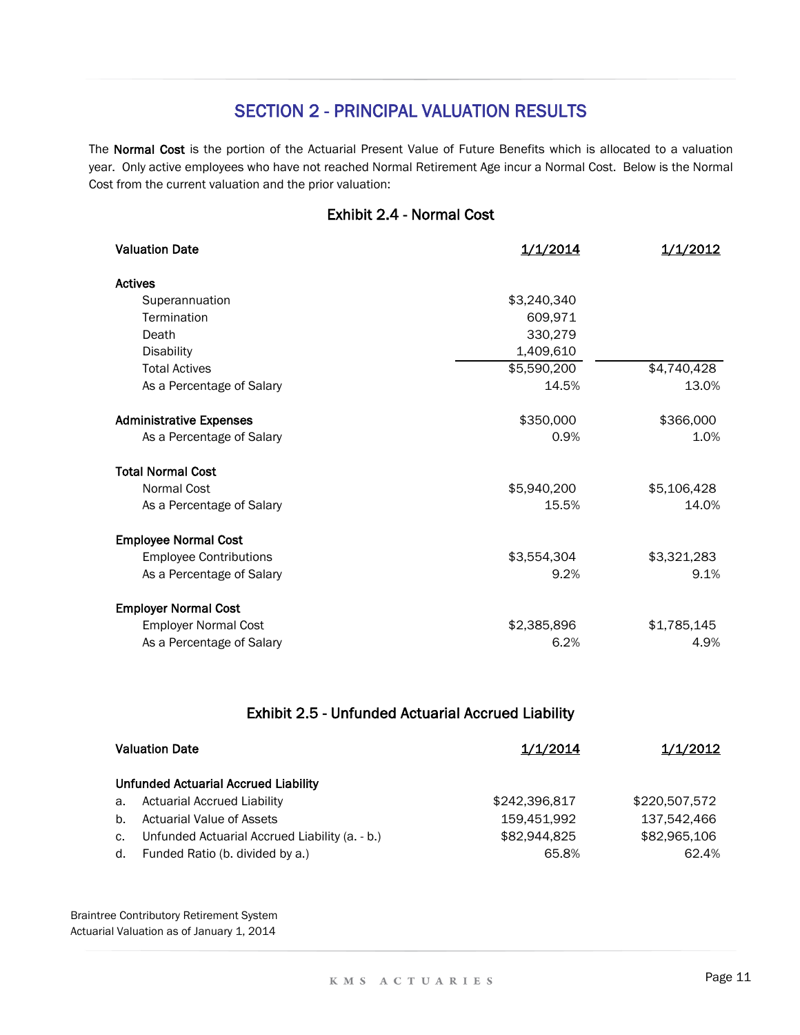## SECTION 2 - PRINCIPAL VALUATION RESULTS

The **Normal Cost** is the portion of the Actuarial Present Value of Future Benefits which is allocated to a valuation year. Only active employees who have not reached Normal Retirement Age incur a Normal Cost. Below is the Normal Cost from the current valuation and the prior valuation:

### Exhibit 2.4 - Normal Cost

| Valuation Date | 1/1/2014 | 1/1/2012 |
|---|---|---|
| **Actives** | | |
| Superannuation | $3,240,340 | |
| Termination | 609,971 | |
| Death | 330,279 | |
| Disability | 1,409,610 | |
| Total Actives | $5,590,200 | $4,740,428 |
| As a Percentage of Salary | 14.5% | 13.0% |
| **Administrative Expenses** | $350,000 | $366,000 |
| As a Percentage of Salary | 0.9% | 1.0% |
| **Total Normal Cost** | | |
| Normal Cost | $5,940,200 | $5,106,428 |
| As a Percentage of Salary | 15.5% | 14.0% |
| **Employee Normal Cost** | | |
| Employee Contributions | $3,554,304 | $3,321,283 |
| As a Percentage of Salary | 9.2% | 9.1% |
| **Employer Normal Cost** | | |
| Employer Normal Cost | $2,385,896 | $1,785,145 |
| As a Percentage of Salary | 6.2% | 4.9% |

### Exhibit 2.5 - Unfunded Actuarial Accrued Liability

| Valuation Date | 1/1/2014 | 1/1/2012 |
|---|---|---|
| **Unfunded Actuarial Accrued Liability** | | |
| a. Actuarial Accrued Liability | $242,396,817 | $220,507,572 |
| b. Actuarial Value of Assets | 159,451,992 | 137,542,466 |
| c. Unfunded Actuarial Accrued Liability (a. - b.) | $82,944,825 | $82,965,106 |
| d. Funded Ratio (b. divided by a.) | 65.8% | 62.4% |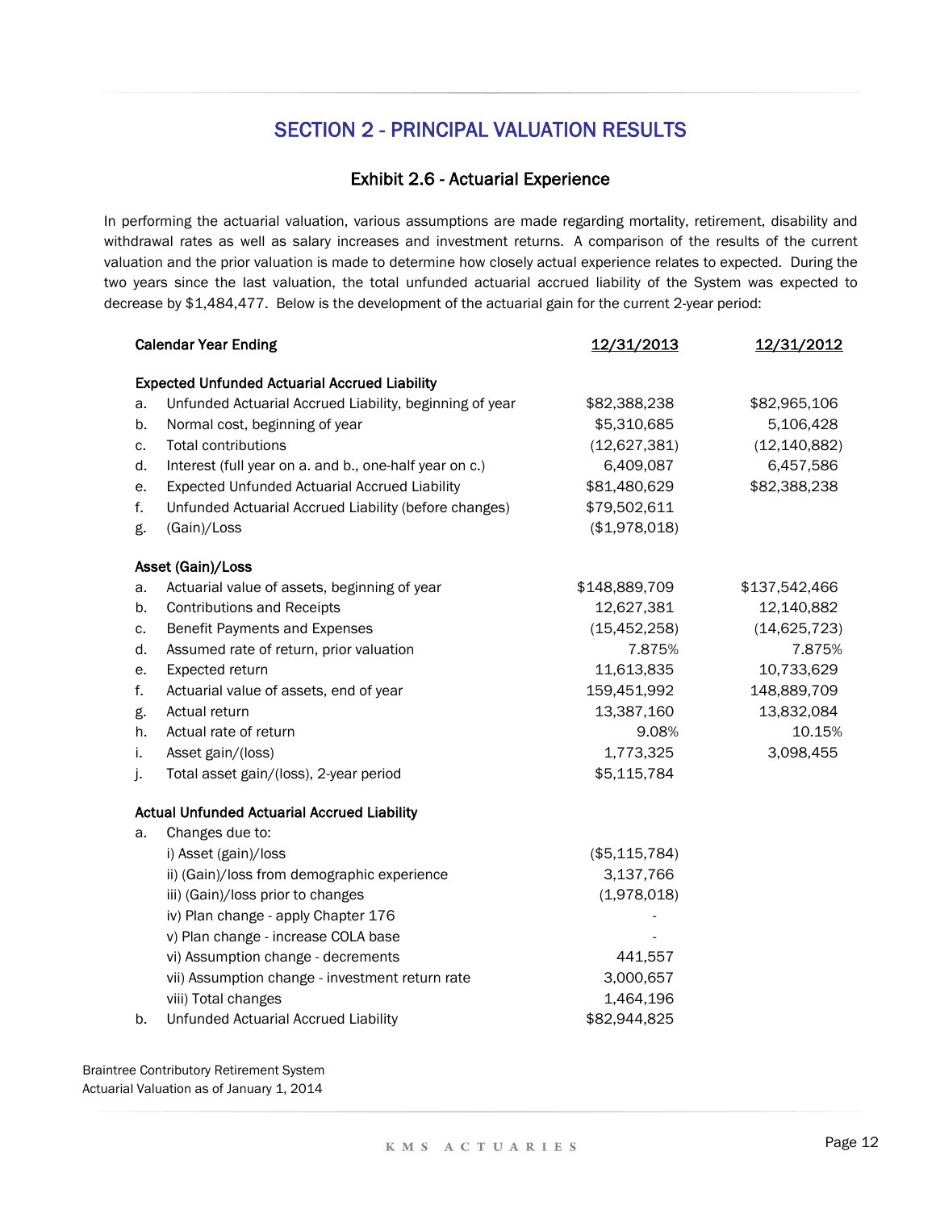## SECTION 2 - PRINCIPAL VALUATION RESULTS

### Exhibit 2.6 - Actuarial Experience

In performing the actuarial valuation, various assumptions are made regarding mortality, retirement, disability and withdrawal rates as well as salary increases and investment returns. A comparison of the results of the current valuation and the prior valuation is made to determine how closely actual experience relates to expected. During the two years since the last valuation, the total unfunded actuarial accrued liability of the System was expected to decrease by $1,484,477. Below is the development of the actuarial gain for the current 2-year period:

| | Calendar Year Ending | 12/31/2013 | 12/31/2012 |
|---|---|---|---|
| | **Expected Unfunded Actuarial Accrued Liability** | | |
| a. | Unfunded Actuarial Accrued Liability, beginning of year | $82,388,238 | $82,965,106 |
| b. | Normal cost, beginning of year | $5,310,685 | 5,106,428 |
| c. | Total contributions | (12,627,381) | (12,140,882) |
| d. | Interest (full year on a. and b., one-half year on c.) | 6,409,087 | 6,457,586 |
| e. | Expected Unfunded Actuarial Accrued Liability | $81,480,629 | $82,388,238 |
| f. | Unfunded Actuarial Accrued Liability (before changes) | $79,502,611 | |
| g. | (Gain)/Loss | ($1,978,018) | |
| | **Asset (Gain)/Loss** | | |
| a. | Actuarial value of assets, beginning of year | $148,889,709 | $137,542,466 |
| b. | Contributions and Receipts | 12,627,381 | 12,140,882 |
| c. | Benefit Payments and Expenses | (15,452,258) | (14,625,723) |
| d. | Assumed rate of return, prior valuation | 7.875% | 7.875% |
| e. | Expected return | 11,613,835 | 10,733,629 |
| f. | Actuarial value of assets, end of year | 159,451,992 | 148,889,709 |
| g. | Actual return | 13,387,160 | 13,832,084 |
| h. | Actual rate of return | 9.08% | 10.15% |
| i. | Asset gain/(loss) | 1,773,325 | 3,098,455 |
| j. | Total asset gain/(loss), 2-year period | $5,115,784 | |
| | **Actual Unfunded Actuarial Accrued Liability** | | |
| a. | Changes due to: | | |
| | i) Asset (gain)/loss | ($5,115,784) | |
| | ii) (Gain)/loss from demographic experience | 3,137,766 | |
| | iii) (Gain)/loss prior to changes | (1,978,018) | |
| | iv) Plan change - apply Chapter 176 | - | |
| | v) Plan change - increase COLA base | - | |
| | vi) Assumption change - decrements | 441,557 | |
| | vii) Assumption change - investment return rate | 3,000,657 | |
| | viii) Total changes | 1,464,196 | |
| b. | Unfunded Actuarial Accrued Liability | $82,944,825 | |

Braintree Contributory Retirement System
Actuarial Valuation as of January 1, 2014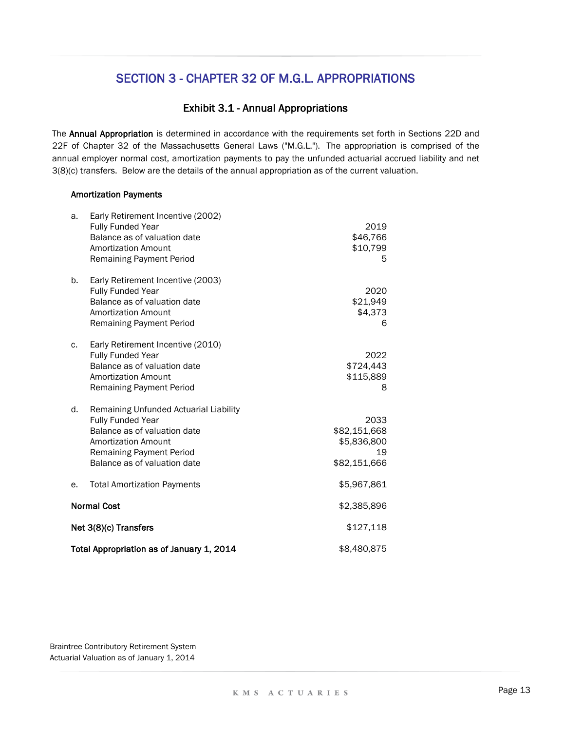# SECTION 3 - CHAPTER 32 OF M.G.L. APPROPRIATIONS

## Exhibit 3.1 - Annual Appropriations

The **Annual Appropriation** is determined in accordance with the requirements set forth in Sections 22D and 22F of Chapter 32 of the Massachusetts General Laws ("M.G.L."). The appropriation is comprised of the annual employer normal cost, amortization payments to pay the unfunded actuarial accrued liability and net 3(8)(c) transfers. Below are the details of the annual appropriation as of the current valuation.

**Amortization Payments**

| | | |
|---|---|---|
| a. | Early Retirement Incentive (2002) | |
| | Fully Funded Year | 2019 |
| | Balance as of valuation date | $46,766 |
| | Amortization Amount | $10,799 |
| | Remaining Payment Period | 5 |
| b. | Early Retirement Incentive (2003) | |
| | Fully Funded Year | 2020 |
| | Balance as of valuation date | $21,949 |
| | Amortization Amount | $4,373 |
| | Remaining Payment Period | 6 |
| c. | Early Retirement Incentive (2010) | |
| | Fully Funded Year | 2022 |
| | Balance as of valuation date | $724,443 |
| | Amortization Amount | $115,889 |
| | Remaining Payment Period | 8 |
| d. | Remaining Unfunded Actuarial Liability | |
| | Fully Funded Year | 2033 |
| | Balance as of valuation date | $82,151,668 |
| | Amortization Amount | $5,836,800 |
| | Remaining Payment Period | 19 |
| | Balance as of valuation date | $82,151,666 |
| e. | Total Amortization Payments | $5,967,861 |
| **Normal Cost** | | $2,385,896 |
| **Net 3(8)(c) Transfers** | | $127,118 |
| **Total Appropriation as of January 1, 2014** | | $8,480,875 |

Braintree Contributory Retirement System
Actuarial Valuation as of January 1, 2014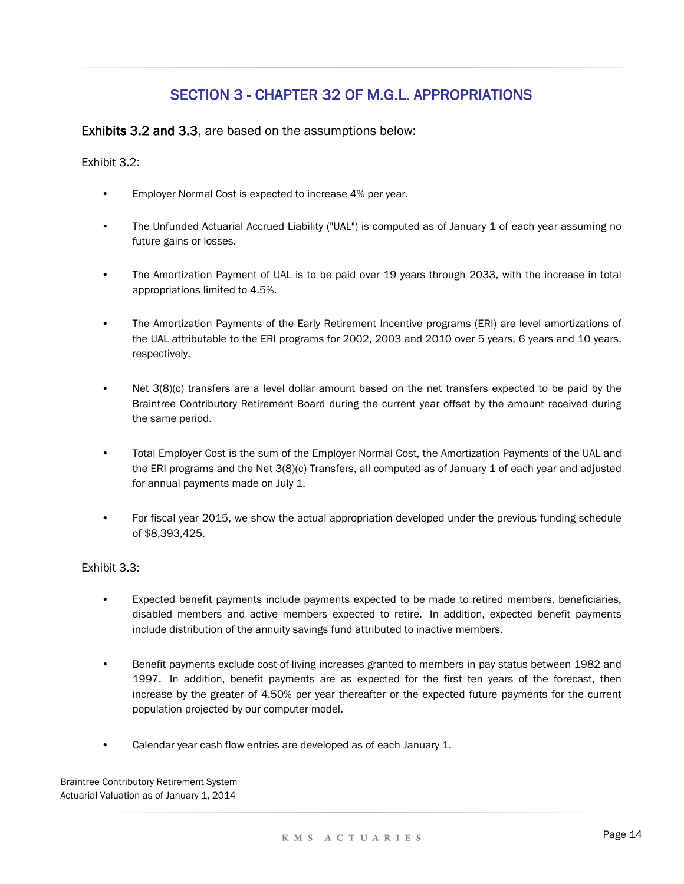# SECTION 3 - CHAPTER 32 OF M.G.L. APPROPRIATIONS

**Exhibits 3.2 and 3.3**, are based on the assumptions below:

Exhibit 3.2:

- Employer Normal Cost is expected to increase 4% per year.
- The Unfunded Actuarial Accrued Liability ("UAL") is computed as of January 1 of each year assuming no future gains or losses.
- The Amortization Payment of UAL is to be paid over 19 years through 2033, with the increase in total appropriations limited to 4.5%.
- The Amortization Payments of the Early Retirement Incentive programs (ERI) are level amortizations of the UAL attributable to the ERI programs for 2002, 2003 and 2010 over 5 years, 6 years and 10 years, respectively.
- Net 3(8)(c) transfers are a level dollar amount based on the net transfers expected to be paid by the Braintree Contributory Retirement Board during the current year offset by the amount received during the same period.
- Total Employer Cost is the sum of the Employer Normal Cost, the Amortization Payments of the UAL and the ERI programs and the Net 3(8)(c) Transfers, all computed as of January 1 of each year and adjusted for annual payments made on July 1.
- For fiscal year 2015, we show the actual appropriation developed under the previous funding schedule of $8,393,425.

Exhibit 3.3:

- Expected benefit payments include payments expected to be made to retired members, beneficiaries, disabled members and active members expected to retire. In addition, expected benefit payments include distribution of the annuity savings fund attributed to inactive members.
- Benefit payments exclude cost-of-living increases granted to members in pay status between 1982 and 1997. In addition, benefit payments are as expected for the first ten years of the forecast, then increase by the greater of 4.50% per year thereafter or the expected future payments for the current population projected by our computer model.
- Calendar year cash flow entries are developed as of each January 1.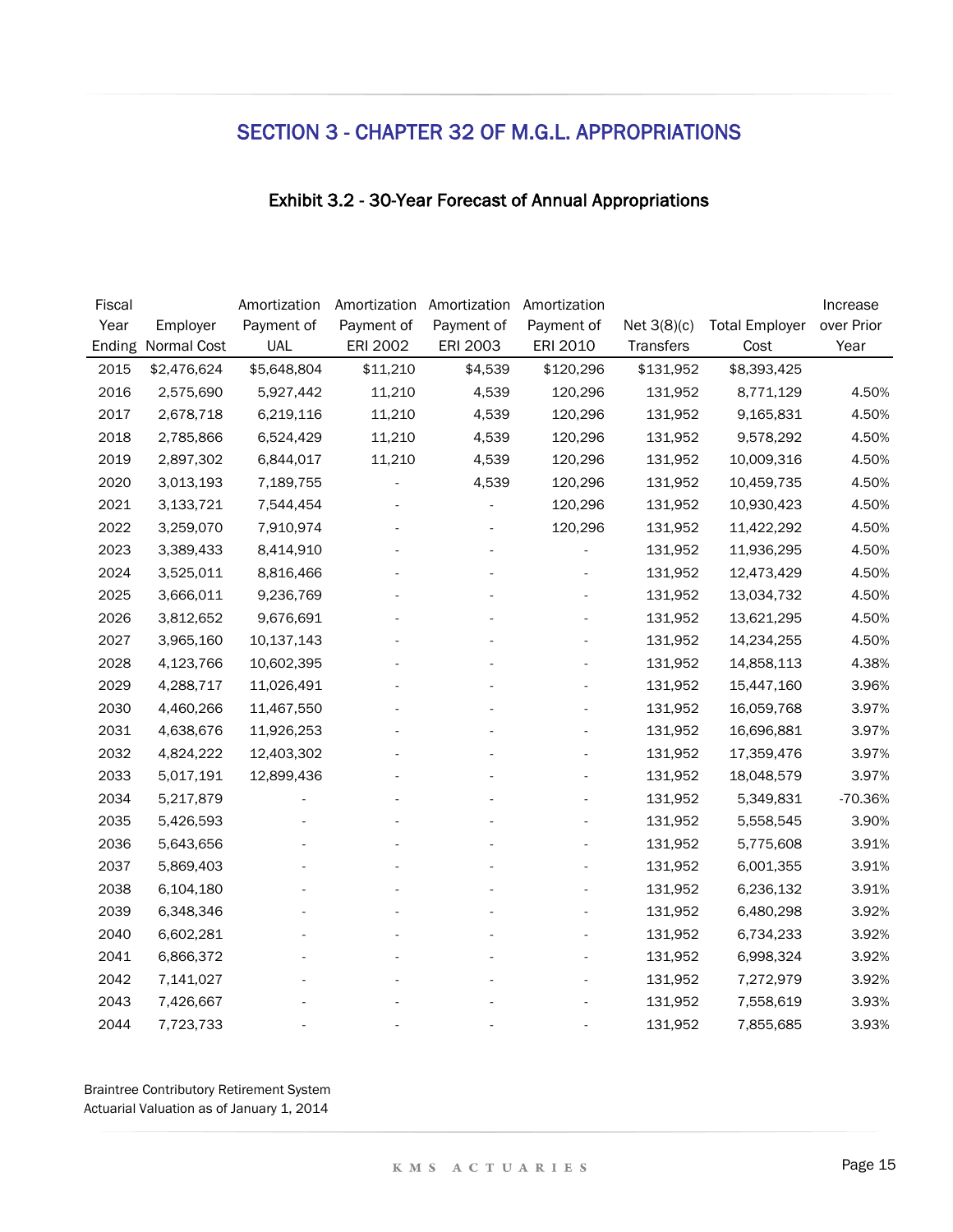## SECTION 3 - CHAPTER 32 OF M.G.L. APPROPRIATIONS

### Exhibit 3.2 - 30-Year Forecast of Annual Appropriations

| Fiscal Year Ending | Employer Normal Cost | Amortization Payment of UAL | Amortization Payment of ERI 2002 | Amortization Payment of ERI 2003 | Amortization Payment of ERI 2010 | Net 3(8)(c) Transfers | Total Employer Cost | Increase over Prior Year |
|---|---|---|---|---|---|---|---|---|
| 2015 | $2,476,624 | $5,648,804 | $11,210 | $4,539 | $120,296 | $131,952 | $8,393,425 | |
| 2016 | 2,575,690 | 5,927,442 | 11,210 | 4,539 | 120,296 | 131,952 | 8,771,129 | 4.50% |
| 2017 | 2,678,718 | 6,219,116 | 11,210 | 4,539 | 120,296 | 131,952 | 9,165,831 | 4.50% |
| 2018 | 2,785,866 | 6,524,429 | 11,210 | 4,539 | 120,296 | 131,952 | 9,578,292 | 4.50% |
| 2019 | 2,897,302 | 6,844,017 | 11,210 | 4,539 | 120,296 | 131,952 | 10,009,316 | 4.50% |
| 2020 | 3,013,193 | 7,189,755 | - | 4,539 | 120,296 | 131,952 | 10,459,735 | 4.50% |
| 2021 | 3,133,721 | 7,544,454 | - | - | 120,296 | 131,952 | 10,930,423 | 4.50% |
| 2022 | 3,259,070 | 7,910,974 | - | - | 120,296 | 131,952 | 11,422,292 | 4.50% |
| 2023 | 3,389,433 | 8,414,910 | - | - | - | 131,952 | 11,936,295 | 4.50% |
| 2024 | 3,525,011 | 8,816,466 | - | - | - | 131,952 | 12,473,429 | 4.50% |
| 2025 | 3,666,011 | 9,236,769 | - | - | - | 131,952 | 13,034,732 | 4.50% |
| 2026 | 3,812,652 | 9,676,691 | - | - | - | 131,952 | 13,621,295 | 4.50% |
| 2027 | 3,965,160 | 10,137,143 | - | - | - | 131,952 | 14,234,255 | 4.50% |
| 2028 | 4,123,766 | 10,602,395 | - | - | - | 131,952 | 14,858,113 | 4.38% |
| 2029 | 4,288,717 | 11,026,491 | - | - | - | 131,952 | 15,447,160 | 3.96% |
| 2030 | 4,460,266 | 11,467,550 | - | - | - | 131,952 | 16,059,768 | 3.97% |
| 2031 | 4,638,676 | 11,926,253 | - | - | - | 131,952 | 16,696,881 | 3.97% |
| 2032 | 4,824,222 | 12,403,302 | - | - | - | 131,952 | 17,359,476 | 3.97% |
| 2033 | 5,017,191 | 12,899,436 | - | - | - | 131,952 | 18,048,579 | 3.97% |
| 2034 | 5,217,879 | - | - | - | - | 131,952 | 5,349,831 | -70.36% |
| 2035 | 5,426,593 | - | - | - | - | 131,952 | 5,558,545 | 3.90% |
| 2036 | 5,643,656 | - | - | - | - | 131,952 | 5,775,608 | 3.91% |
| 2037 | 5,869,403 | - | - | - | - | 131,952 | 6,001,355 | 3.91% |
| 2038 | 6,104,180 | - | - | - | - | 131,952 | 6,236,132 | 3.91% |
| 2039 | 6,348,346 | - | - | - | - | 131,952 | 6,480,298 | 3.92% |
| 2040 | 6,602,281 | - | - | - | - | 131,952 | 6,734,233 | 3.92% |
| 2041 | 6,866,372 | - | - | - | - | 131,952 | 6,998,324 | 3.92% |
| 2042 | 7,141,027 | - | - | - | - | 131,952 | 7,272,979 | 3.92% |
| 2043 | 7,426,667 | - | - | - | - | 131,952 | 7,558,619 | 3.93% |
| 2044 | 7,723,733 | - | - | - | - | 131,952 | 7,855,685 | 3.93% |

Braintree Contributory Retirement System
Actuarial Valuation as of January 1, 2014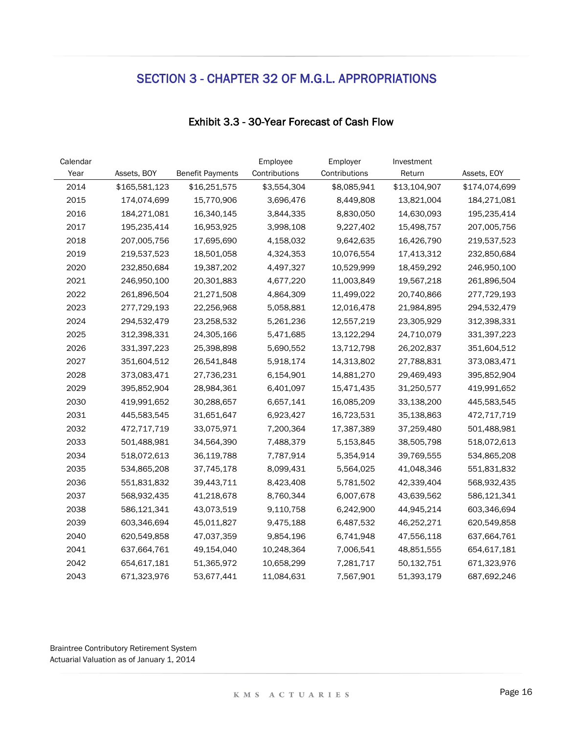## SECTION 3 - CHAPTER 32 OF M.G.L. APPROPRIATIONS

### Exhibit 3.3 - 30-Year Forecast of Cash Flow

| Calendar Year | Assets, BOY | Benefit Payments | Employee Contributions | Employer Contributions | Investment Return | Assets, EOY |
|---|---|---|---|---|---|---|
| 2014 | $165,581,123 | $16,251,575 | $3,554,304 | $8,085,941 | $13,104,907 | $174,074,699 |
| 2015 | 174,074,699 | 15,770,906 | 3,696,476 | 8,449,808 | 13,821,004 | 184,271,081 |
| 2016 | 184,271,081 | 16,340,145 | 3,844,335 | 8,830,050 | 14,630,093 | 195,235,414 |
| 2017 | 195,235,414 | 16,953,925 | 3,998,108 | 9,227,402 | 15,498,757 | 207,005,756 |
| 2018 | 207,005,756 | 17,695,690 | 4,158,032 | 9,642,635 | 16,426,790 | 219,537,523 |
| 2019 | 219,537,523 | 18,501,058 | 4,324,353 | 10,076,554 | 17,413,312 | 232,850,684 |
| 2020 | 232,850,684 | 19,387,202 | 4,497,327 | 10,529,999 | 18,459,292 | 246,950,100 |
| 2021 | 246,950,100 | 20,301,883 | 4,677,220 | 11,003,849 | 19,567,218 | 261,896,504 |
| 2022 | 261,896,504 | 21,271,508 | 4,864,309 | 11,499,022 | 20,740,866 | 277,729,193 |
| 2023 | 277,729,193 | 22,256,968 | 5,058,881 | 12,016,478 | 21,984,895 | 294,532,479 |
| 2024 | 294,532,479 | 23,258,532 | 5,261,236 | 12,557,219 | 23,305,929 | 312,398,331 |
| 2025 | 312,398,331 | 24,305,166 | 5,471,685 | 13,122,294 | 24,710,079 | 331,397,223 |
| 2026 | 331,397,223 | 25,398,898 | 5,690,552 | 13,712,798 | 26,202,837 | 351,604,512 |
| 2027 | 351,604,512 | 26,541,848 | 5,918,174 | 14,313,802 | 27,788,831 | 373,083,471 |
| 2028 | 373,083,471 | 27,736,231 | 6,154,901 | 14,881,270 | 29,469,493 | 395,852,904 |
| 2029 | 395,852,904 | 28,984,361 | 6,401,097 | 15,471,435 | 31,250,577 | 419,991,652 |
| 2030 | 419,991,652 | 30,288,657 | 6,657,141 | 16,085,209 | 33,138,200 | 445,583,545 |
| 2031 | 445,583,545 | 31,651,647 | 6,923,427 | 16,723,531 | 35,138,863 | 472,717,719 |
| 2032 | 472,717,719 | 33,075,971 | 7,200,364 | 17,387,389 | 37,259,480 | 501,488,981 |
| 2033 | 501,488,981 | 34,564,390 | 7,488,379 | 5,153,845 | 38,505,798 | 518,072,613 |
| 2034 | 518,072,613 | 36,119,788 | 7,787,914 | 5,354,914 | 39,769,555 | 534,865,208 |
| 2035 | 534,865,208 | 37,745,178 | 8,099,431 | 5,564,025 | 41,048,346 | 551,831,832 |
| 2036 | 551,831,832 | 39,443,711 | 8,423,408 | 5,781,502 | 42,339,404 | 568,932,435 |
| 2037 | 568,932,435 | 41,218,678 | 8,760,344 | 6,007,678 | 43,639,562 | 586,121,341 |
| 2038 | 586,121,341 | 43,073,519 | 9,110,758 | 6,242,900 | 44,945,214 | 603,346,694 |
| 2039 | 603,346,694 | 45,011,827 | 9,475,188 | 6,487,532 | 46,252,271 | 620,549,858 |
| 2040 | 620,549,858 | 47,037,359 | 9,854,196 | 6,741,948 | 47,556,118 | 637,664,761 |
| 2041 | 637,664,761 | 49,154,040 | 10,248,364 | 7,006,541 | 48,851,555 | 654,617,181 |
| 2042 | 654,617,181 | 51,365,972 | 10,658,299 | 7,281,717 | 50,132,751 | 671,323,976 |
| 2043 | 671,323,976 | 53,677,441 | 11,084,631 | 7,567,901 | 51,393,179 | 687,692,246 |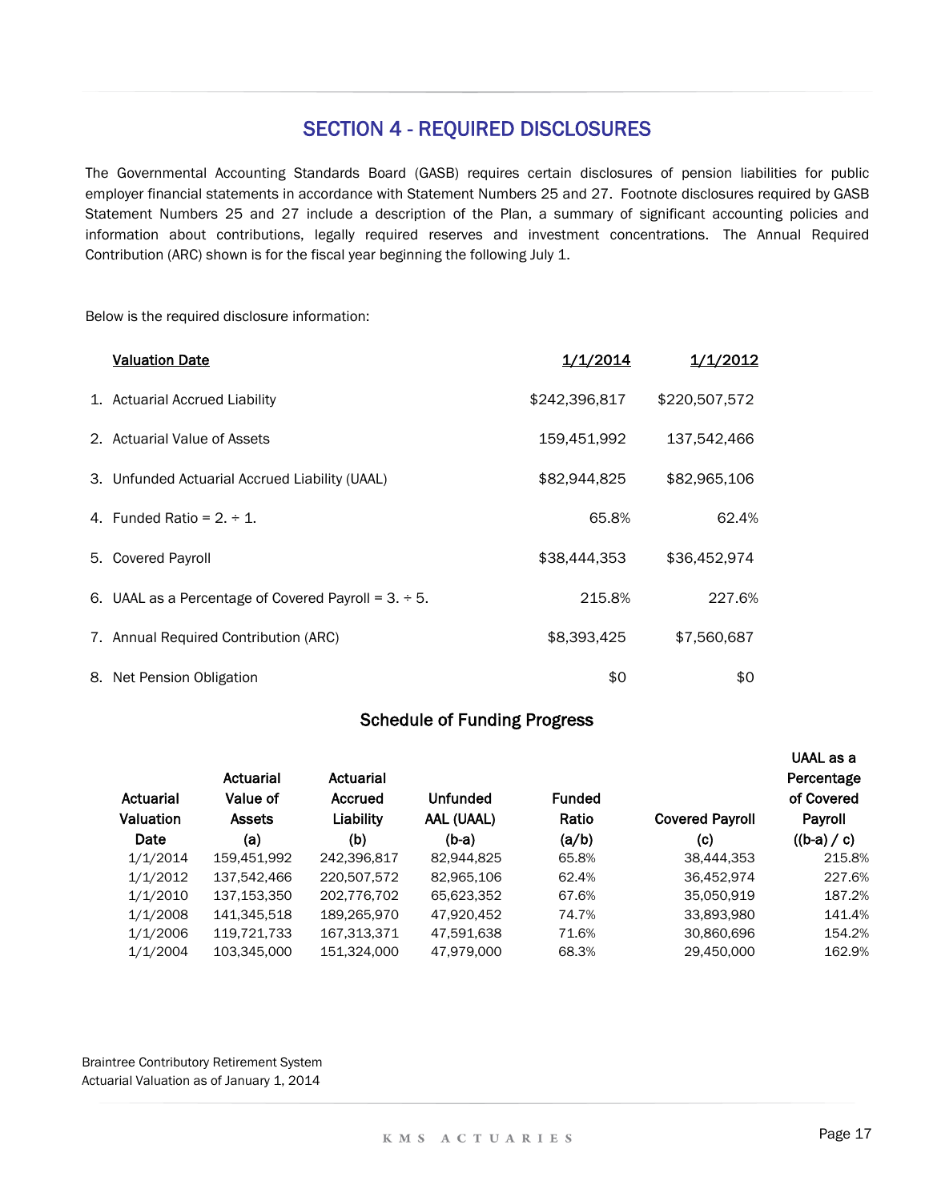# SECTION 4 - REQUIRED DISCLOSURES

The Governmental Accounting Standards Board (GASB) requires certain disclosures of pension liabilities for public employer financial statements in accordance with Statement Numbers 25 and 27. Footnote disclosures required by GASB Statement Numbers 25 and 27 include a description of the Plan, a summary of significant accounting policies and information about contributions, legally required reserves and investment concentrations. The Annual Required Contribution (ARC) shown is for the fiscal year beginning the following July 1.

Below is the required disclosure information:

| Valuation Date | 1/1/2014 | 1/1/2012 |
|---|---|---|
| 1. Actuarial Accrued Liability | $242,396,817 | $220,507,572 |
| 2. Actuarial Value of Assets | 159,451,992 | 137,542,466 |
| 3. Unfunded Actuarial Accrued Liability (UAAL) | $82,944,825 | $82,965,106 |
| 4. Funded Ratio = 2. ÷ 1. | 65.8% | 62.4% |
| 5. Covered Payroll | $38,444,353 | $36,452,974 |
| 6. UAAL as a Percentage of Covered Payroll = 3. ÷ 5. | 215.8% | 227.6% |
| 7. Annual Required Contribution (ARC) | $8,393,425 | $7,560,687 |
| 8. Net Pension Obligation | $0 | $0 |

## Schedule of Funding Progress

| Actuarial Valuation Date | Actuarial Value of Assets (a) | Actuarial Accrued Liability (b) | Unfunded AAL (UAAL) (b-a) | Funded Ratio (a/b) | Covered Payroll (c) | UAAL as a Percentage of Covered Payroll ((b-a) / c) |
|---|---|---|---|---|---|---|
| 1/1/2014 | 159,451,992 | 242,396,817 | 82,944,825 | 65.8% | 38,444,353 | 215.8% |
| 1/1/2012 | 137,542,466 | 220,507,572 | 82,965,106 | 62.4% | 36,452,974 | 227.6% |
| 1/1/2010 | 137,153,350 | 202,776,702 | 65,623,352 | 67.6% | 35,050,919 | 187.2% |
| 1/1/2008 | 141,345,518 | 189,265,970 | 47,920,452 | 74.7% | 33,893,980 | 141.4% |
| 1/1/2006 | 119,721,733 | 167,313,371 | 47,591,638 | 71.6% | 30,860,696 | 154.2% |
| 1/1/2004 | 103,345,000 | 151,324,000 | 47,979,000 | 68.3% | 29,450,000 | 162.9% |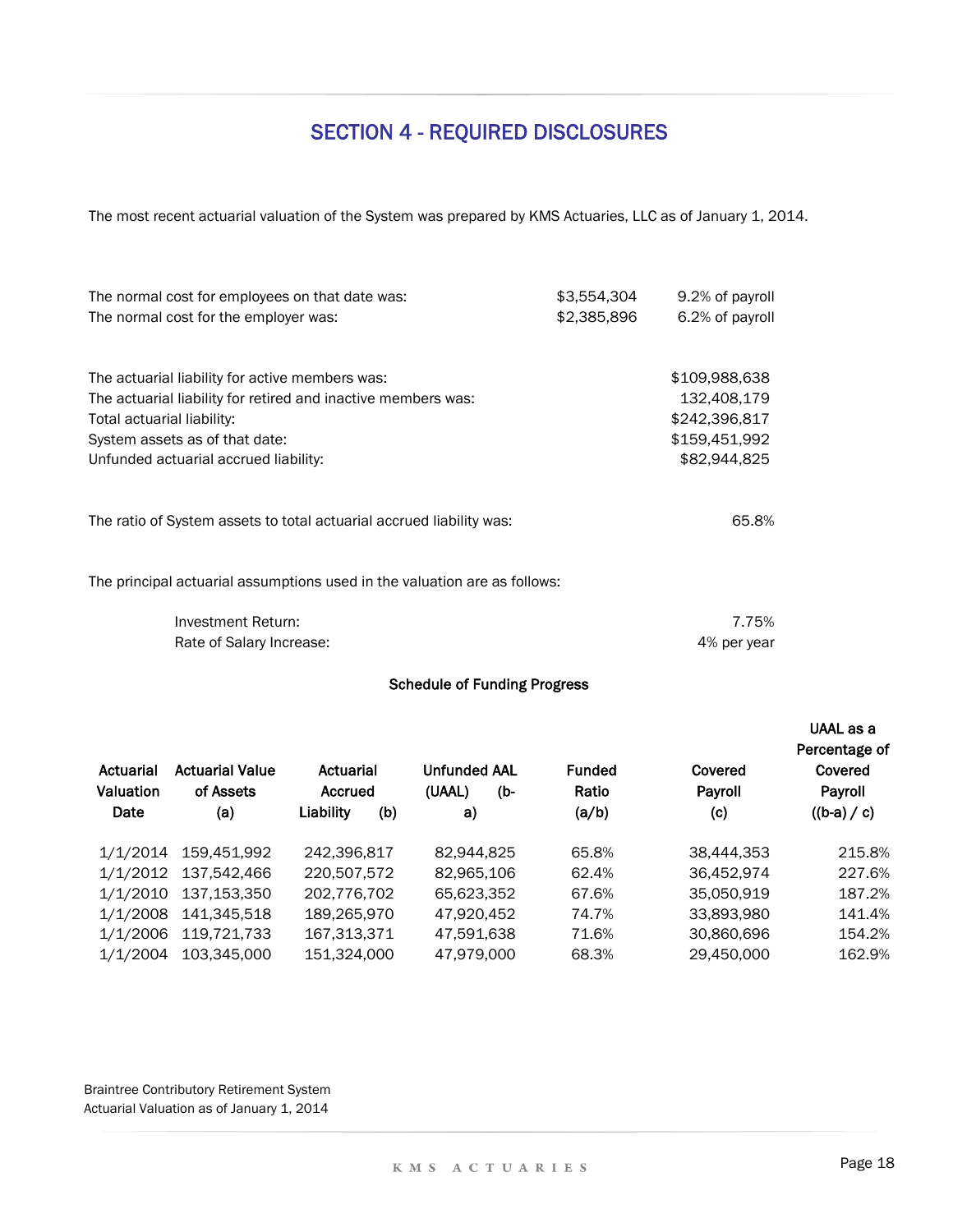# SECTION 4 - REQUIRED DISCLOSURES

The most recent actuarial valuation of the System was prepared by KMS Actuaries, LLC as of January 1, 2014.

| | | |
|---|---|---|
| The normal cost for employees on that date was: | $3,554,304 | 9.2% of payroll |
| The normal cost for the employer was: | $2,385,896 | 6.2% of payroll |

| | |
|---|---|
| The actuarial liability for active members was: | $109,988,638 |
| The actuarial liability for retired and inactive members was: | 132,408,179 |
| Total actuarial liability: | $242,396,817 |
| System assets as of that date: | $159,451,992 |
| Unfunded actuarial accrued liability: | $82,944,825 |

The ratio of System assets to total actuarial accrued liability was: 65.8%

The principal actuarial assumptions used in the valuation are as follows:

| | |
|---|---|
| Investment Return: | 7.75% |
| Rate of Salary Increase: | 4% per year |

**Schedule of Funding Progress**

| Actuarial Valuation Date | Actuarial Value of Assets (a) | Actuarial Accrued Liability (b) | Unfunded AAL (UAAL) (b-a) | Funded Ratio (a/b) | Covered Payroll (c) | UAAL as a Percentage of Covered Payroll ((b-a) / c) |
|---|---|---|---|---|---|---|
| 1/1/2014 | 159,451,992 | 242,396,817 | 82,944,825 | 65.8% | 38,444,353 | 215.8% |
| 1/1/2012 | 137,542,466 | 220,507,572 | 82,965,106 | 62.4% | 36,452,974 | 227.6% |
| 1/1/2010 | 137,153,350 | 202,776,702 | 65,623,352 | 67.6% | 35,050,919 | 187.2% |
| 1/1/2008 | 141,345,518 | 189,265,970 | 47,920,452 | 74.7% | 33,893,980 | 141.4% |
| 1/1/2006 | 119,721,733 | 167,313,371 | 47,591,638 | 71.6% | 30,860,696 | 154.2% |
| 1/1/2004 | 103,345,000 | 151,324,000 | 47,979,000 | 68.3% | 29,450,000 | 162.9% |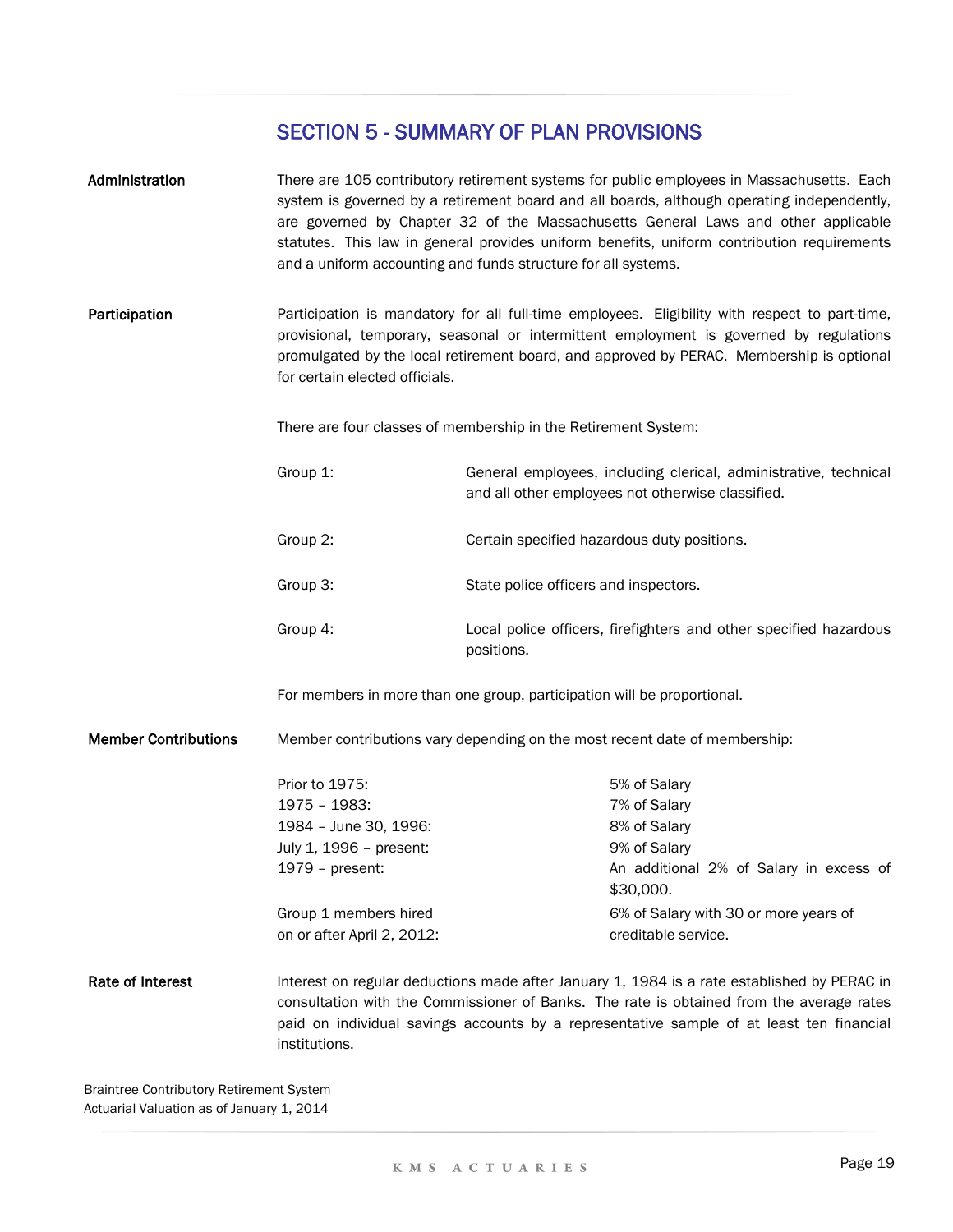## SECTION 5 - SUMMARY OF PLAN PROVISIONS

**Administration**

There are 105 contributory retirement systems for public employees in Massachusetts. Each system is governed by a retirement board and all boards, although operating independently, are governed by Chapter 32 of the Massachusetts General Laws and other applicable statutes. This law in general provides uniform benefits, uniform contribution requirements and a uniform accounting and funds structure for all systems.

**Participation**

Participation is mandatory for all full-time employees. Eligibility with respect to part-time, provisional, temporary, seasonal or intermittent employment is governed by regulations promulgated by the local retirement board, and approved by PERAC. Membership is optional for certain elected officials.

There are four classes of membership in the Retirement System:

| | |
|---|---|
| Group 1: | General employees, including clerical, administrative, technical and all other employees not otherwise classified. |
| Group 2: | Certain specified hazardous duty positions. |
| Group 3: | State police officers and inspectors. |
| Group 4: | Local police officers, firefighters and other specified hazardous positions. |

For members in more than one group, participation will be proportional.

**Member Contributions**

Member contributions vary depending on the most recent date of membership:

| | |
|---|---|
| Prior to 1975: | 5% of Salary |
| 1975 – 1983: | 7% of Salary |
| 1984 – June 30, 1996: | 8% of Salary |
| July 1, 1996 – present: | 9% of Salary |
| 1979 – present: | An additional 2% of Salary in excess of $30,000. |
| Group 1 members hired on or after April 2, 2012: | 6% of Salary with 30 or more years of creditable service. |

**Rate of Interest**

Interest on regular deductions made after January 1, 1984 is a rate established by PERAC in consultation with the Commissioner of Banks. The rate is obtained from the average rates paid on individual savings accounts by a representative sample of at least ten financial institutions.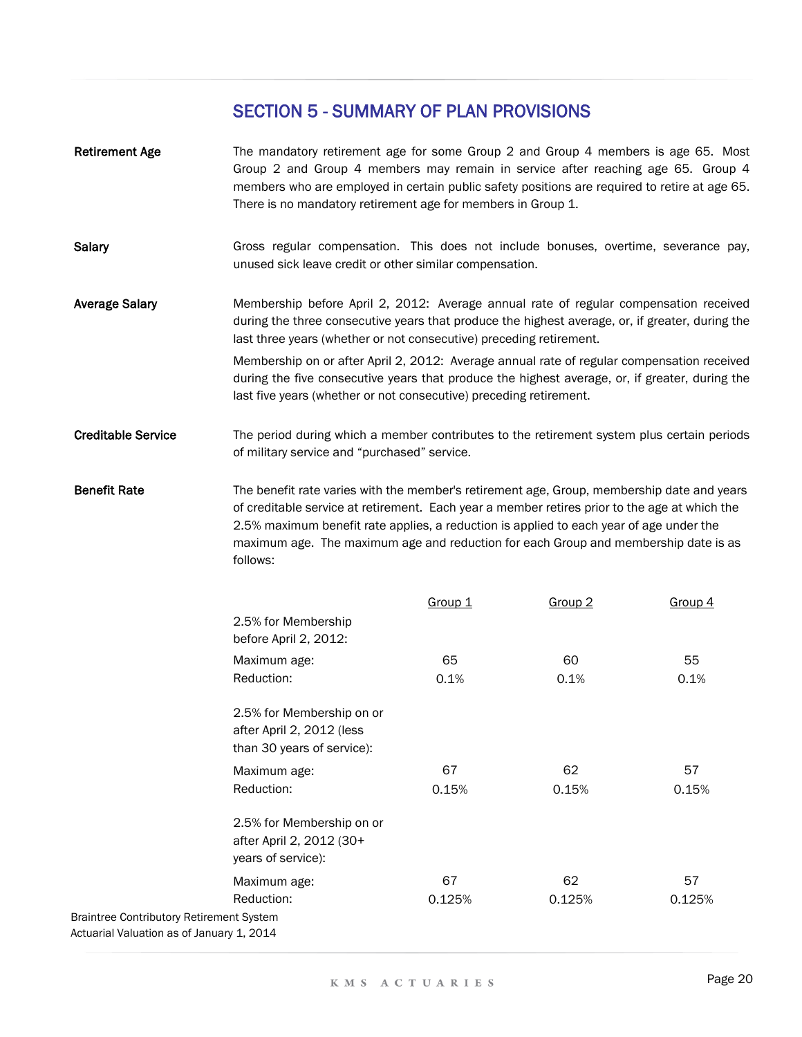## SECTION 5 - SUMMARY OF PLAN PROVISIONS

**Retirement Age**

The mandatory retirement age for some Group 2 and Group 4 members is age 65. Most Group 2 and Group 4 members may remain in service after reaching age 65. Group 4 members who are employed in certain public safety positions are required to retire at age 65. There is no mandatory retirement age for members in Group 1.

**Salary**

Gross regular compensation. This does not include bonuses, overtime, severance pay, unused sick leave credit or other similar compensation.

**Average Salary**

Membership before April 2, 2012: Average annual rate of regular compensation received during the three consecutive years that produce the highest average, or, if greater, during the last three years (whether or not consecutive) preceding retirement.

Membership on or after April 2, 2012: Average annual rate of regular compensation received during the five consecutive years that produce the highest average, or, if greater, during the last five years (whether or not consecutive) preceding retirement.

**Creditable Service**

The period during which a member contributes to the retirement system plus certain periods of military service and "purchased" service.

**Benefit Rate**

The benefit rate varies with the member's retirement age, Group, membership date and years of creditable service at retirement. Each year a member retires prior to the age at which the 2.5% maximum benefit rate applies, a reduction is applied to each year of age under the maximum age. The maximum age and reduction for each Group and membership date is as follows:

| | Group 1 | Group 2 | Group 4 |
|---|---|---|---|
| 2.5% for Membership before April 2, 2012: | | | |
| Maximum age: | 65 | 60 | 55 |
| Reduction: | 0.1% | 0.1% | 0.1% |
| 2.5% for Membership on or after April 2, 2012 (less than 30 years of service): | | | |
| Maximum age: | 67 | 62 | 57 |
| Reduction: | 0.15% | 0.15% | 0.15% |
| 2.5% for Membership on or after April 2, 2012 (30+ years of service): | | | |
| Maximum age: | 67 | 62 | 57 |
| Reduction: | 0.125% | 0.125% | 0.125% |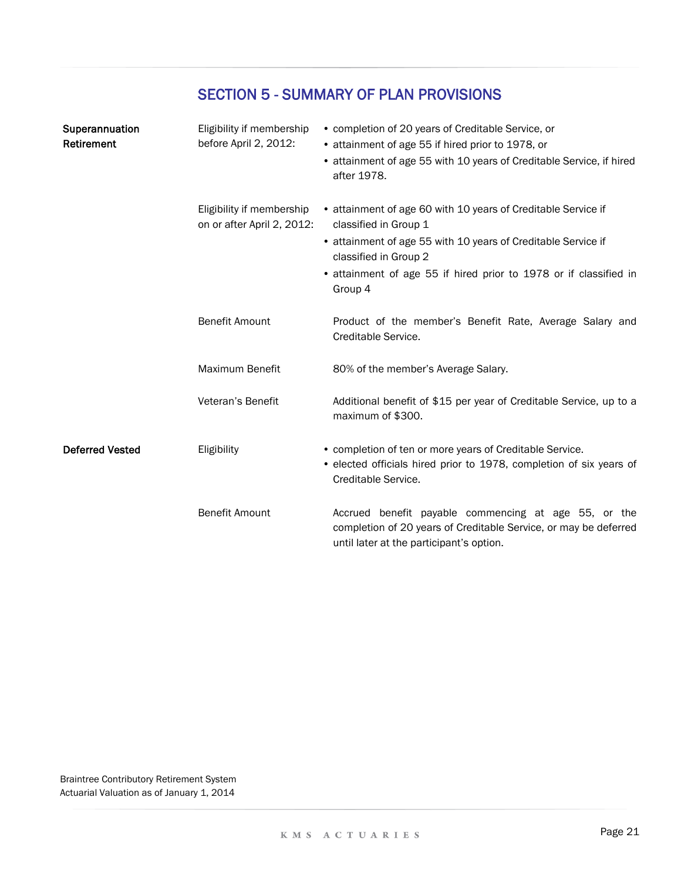# SECTION 5 - SUMMARY OF PLAN PROVISIONS

| | | |
|---|---|---|
| **Superannuation Retirement** | Eligibility if membership before April 2, 2012: | • completion of 20 years of Creditable Service, or<br>• attainment of age 55 if hired prior to 1978, or<br>• attainment of age 55 with 10 years of Creditable Service, if hired after 1978. |
| | Eligibility if membership on or after April 2, 2012: | • attainment of age 60 with 10 years of Creditable Service if classified in Group 1<br>• attainment of age 55 with 10 years of Creditable Service if classified in Group 2<br>• attainment of age 55 if hired prior to 1978 or if classified in Group 4 |
| | Benefit Amount | Product of the member's Benefit Rate, Average Salary and Creditable Service. |
| | Maximum Benefit | 80% of the member's Average Salary. |
| | Veteran's Benefit | Additional benefit of $15 per year of Creditable Service, up to a maximum of $300. |
| **Deferred Vested** | Eligibility | • completion of ten or more years of Creditable Service.<br>• elected officials hired prior to 1978, completion of six years of Creditable Service. |
| | Benefit Amount | Accrued benefit payable commencing at age 55, or the completion of 20 years of Creditable Service, or may be deferred until later at the participant's option. |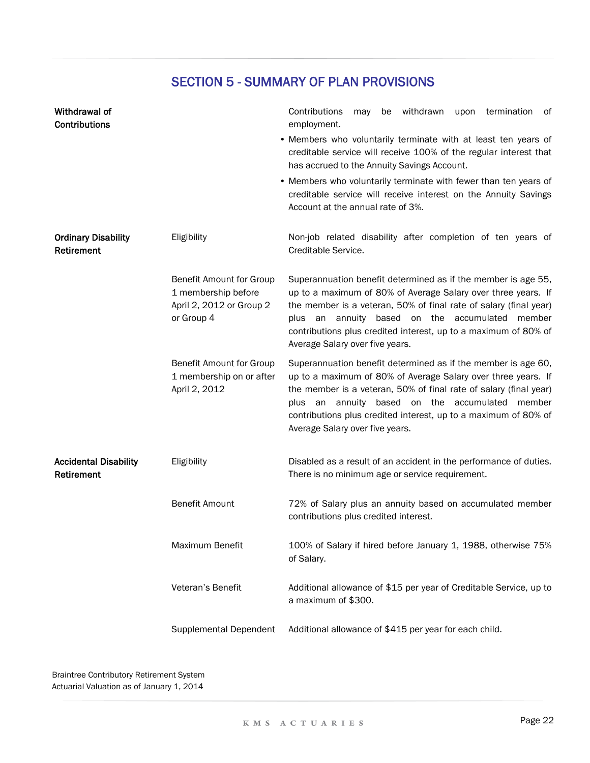## SECTION 5 - SUMMARY OF PLAN PROVISIONS

| | | |
|---|---|---|
| **Withdrawal of Contributions** | | Contributions may be withdrawn upon termination of employment.<br>• Members who voluntarily terminate with at least ten years of creditable service will receive 100% of the regular interest that has accrued to the Annuity Savings Account.<br>• Members who voluntarily terminate with fewer than ten years of creditable service will receive interest on the Annuity Savings Account at the annual rate of 3%. |
| **Ordinary Disability Retirement** | Eligibility | Non-job related disability after completion of ten years of Creditable Service. |
| | Benefit Amount for Group 1 membership before April 2, 2012 or Group 2 or Group 4 | Superannuation benefit determined as if the member is age 55, up to a maximum of 80% of Average Salary over three years. If the member is a veteran, 50% of final rate of salary (final year) plus an annuity based on the accumulated member contributions plus credited interest, up to a maximum of 80% of Average Salary over five years. |
| | Benefit Amount for Group 1 membership on or after April 2, 2012 | Superannuation benefit determined as if the member is age 60, up to a maximum of 80% of Average Salary over three years. If the member is a veteran, 50% of final rate of salary (final year) plus an annuity based on the accumulated member contributions plus credited interest, up to a maximum of 80% of Average Salary over five years. |
| **Accidental Disability Retirement** | Eligibility | Disabled as a result of an accident in the performance of duties. There is no minimum age or service requirement. |
| | Benefit Amount | 72% of Salary plus an annuity based on accumulated member contributions plus credited interest. |
| | Maximum Benefit | 100% of Salary if hired before January 1, 1988, otherwise 75% of Salary. |
| | Veteran's Benefit | Additional allowance of $15 per year of Creditable Service, up to a maximum of $300. |
| | Supplemental Dependent | Additional allowance of $415 per year for each child. |

Braintree Contributory Retirement System
Actuarial Valuation as of January 1, 2014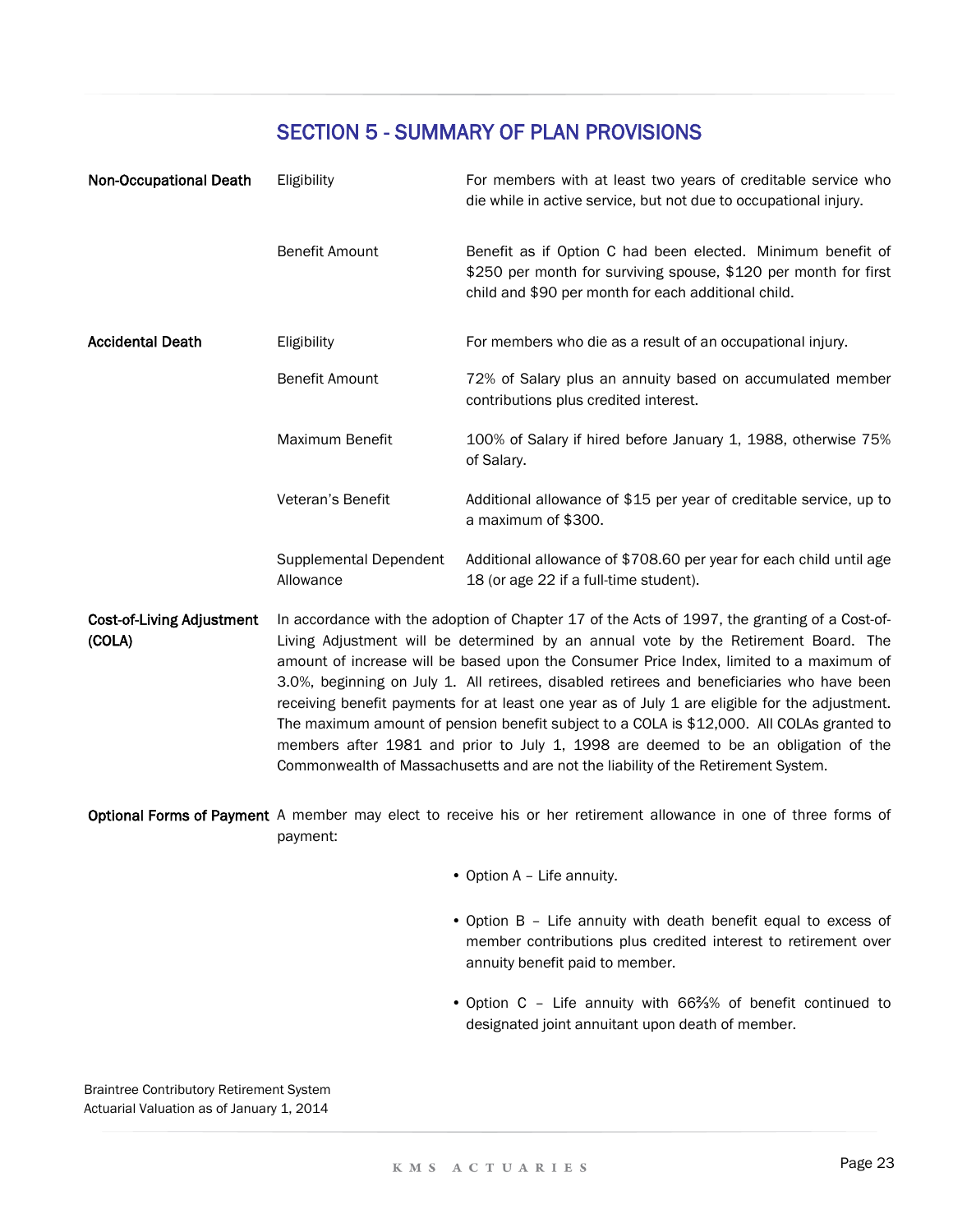## SECTION 5 - SUMMARY OF PLAN PROVISIONS

| | | |
|---|---|---|
| **Non-Occupational Death** | Eligibility | For members with at least two years of creditable service who die while in active service, but not due to occupational injury. |
| | Benefit Amount | Benefit as if Option C had been elected. Minimum benefit of $250 per month for surviving spouse, $120 per month for first child and $90 per month for each additional child. |
| **Accidental Death** | Eligibility | For members who die as a result of an occupational injury. |
| | Benefit Amount | 72% of Salary plus an annuity based on accumulated member contributions plus credited interest. |
| | Maximum Benefit | 100% of Salary if hired before January 1, 1988, otherwise 75% of Salary. |
| | Veteran's Benefit | Additional allowance of $15 per year of creditable service, up to a maximum of $300. |
| | Supplemental Dependent Allowance | Additional allowance of $708.60 per year for each child until age 18 (or age 22 if a full-time student). |

**Cost-of-Living Adjustment (COLA)**

In accordance with the adoption of Chapter 17 of the Acts of 1997, the granting of a Cost-of-Living Adjustment will be determined by an annual vote by the Retirement Board. The amount of increase will be based upon the Consumer Price Index, limited to a maximum of 3.0%, beginning on July 1. All retirees, disabled retirees and beneficiaries who have been receiving benefit payments for at least one year as of July 1 are eligible for the adjustment. The maximum amount of pension benefit subject to a COLA is $12,000. All COLAs granted to members after 1981 and prior to July 1, 1998 are deemed to be an obligation of the Commonwealth of Massachusetts and are not the liability of the Retirement System.

**Optional Forms of Payment**

A member may elect to receive his or her retirement allowance in one of three forms of payment:

- Option A – Life annuity.
- Option B – Life annuity with death benefit equal to excess of member contributions plus credited interest to retirement over annuity benefit paid to member.
- Option C – Life annuity with 66⅔% of benefit continued to designated joint annuitant upon death of member.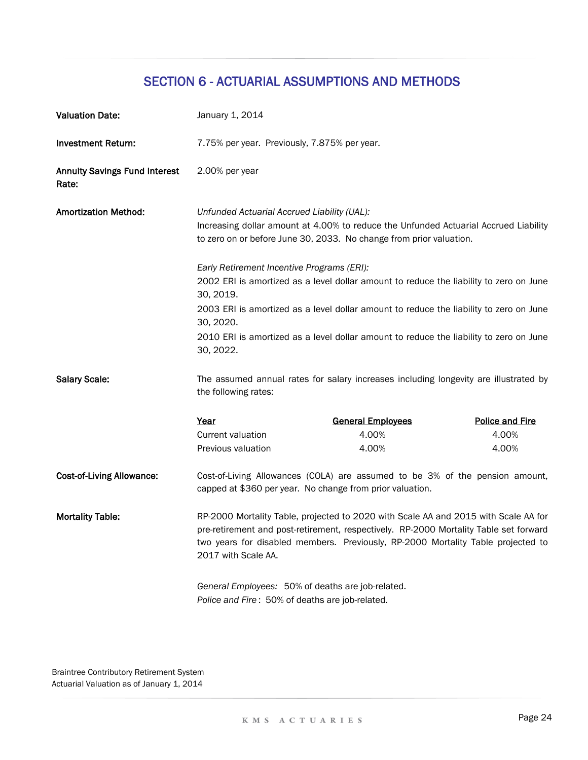# SECTION 6 - ACTUARIAL ASSUMPTIONS AND METHODS

**Valuation Date:** January 1, 2014

**Investment Return:** 7.75% per year. Previously, 7.875% per year.

**Annuity Savings Fund Interest Rate:** 2.00% per year

**Amortization Method:**

*Unfunded Actuarial Accrued Liability (UAL):*
Increasing dollar amount at 4.00% to reduce the Unfunded Actuarial Accrued Liability to zero on or before June 30, 2033. No change from prior valuation.

*Early Retirement Incentive Programs (ERI):*
2002 ERI is amortized as a level dollar amount to reduce the liability to zero on June 30, 2019.
2003 ERI is amortized as a level dollar amount to reduce the liability to zero on June 30, 2020.
2010 ERI is amortized as a level dollar amount to reduce the liability to zero on June 30, 2022.

**Salary Scale:** The assumed annual rates for salary increases including longevity are illustrated by the following rates:

| Year | General Employees | Police and Fire |
|---|---|---|
| Current valuation | 4.00% | 4.00% |
| Previous valuation | 4.00% | 4.00% |

**Cost-of-Living Allowance:** Cost-of-Living Allowances (COLA) are assumed to be 3% of the pension amount, capped at $360 per year. No change from prior valuation.

**Mortality Table:** RP-2000 Mortality Table, projected to 2020 with Scale AA and 2015 with Scale AA for pre-retirement and post-retirement, respectively. RP-2000 Mortality Table set forward two years for disabled members. Previously, RP-2000 Mortality Table projected to 2017 with Scale AA.

*General Employees:* 50% of deaths are job-related.
*Police and Fire*: 50% of deaths are job-related.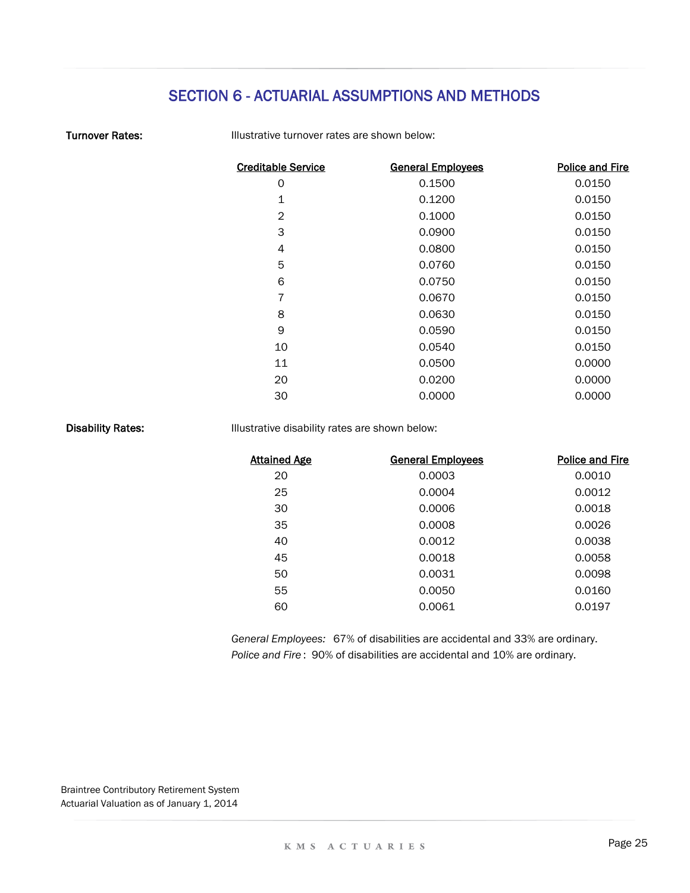## SECTION 6 - ACTUARIAL ASSUMPTIONS AND METHODS

**Turnover Rates:**

Illustrative turnover rates are shown below:

| Creditable Service | General Employees | Police and Fire |
|---|---|---|
| 0 | 0.1500 | 0.0150 |
| 1 | 0.1200 | 0.0150 |
| 2 | 0.1000 | 0.0150 |
| 3 | 0.0900 | 0.0150 |
| 4 | 0.0800 | 0.0150 |
| 5 | 0.0760 | 0.0150 |
| 6 | 0.0750 | 0.0150 |
| 7 | 0.0670 | 0.0150 |
| 8 | 0.0630 | 0.0150 |
| 9 | 0.0590 | 0.0150 |
| 10 | 0.0540 | 0.0150 |
| 11 | 0.0500 | 0.0000 |
| 20 | 0.0200 | 0.0000 |
| 30 | 0.0000 | 0.0000 |

**Disability Rates:**

Illustrative disability rates are shown below:

| Attained Age | General Employees | Police and Fire |
|---|---|---|
| 20 | 0.0003 | 0.0010 |
| 25 | 0.0004 | 0.0012 |
| 30 | 0.0006 | 0.0018 |
| 35 | 0.0008 | 0.0026 |
| 40 | 0.0012 | 0.0038 |
| 45 | 0.0018 | 0.0058 |
| 50 | 0.0031 | 0.0098 |
| 55 | 0.0050 | 0.0160 |
| 60 | 0.0061 | 0.0197 |

*General Employees:* 67% of disabilities are accidental and 33% are ordinary.
*Police and Fire* : 90% of disabilities are accidental and 10% are ordinary.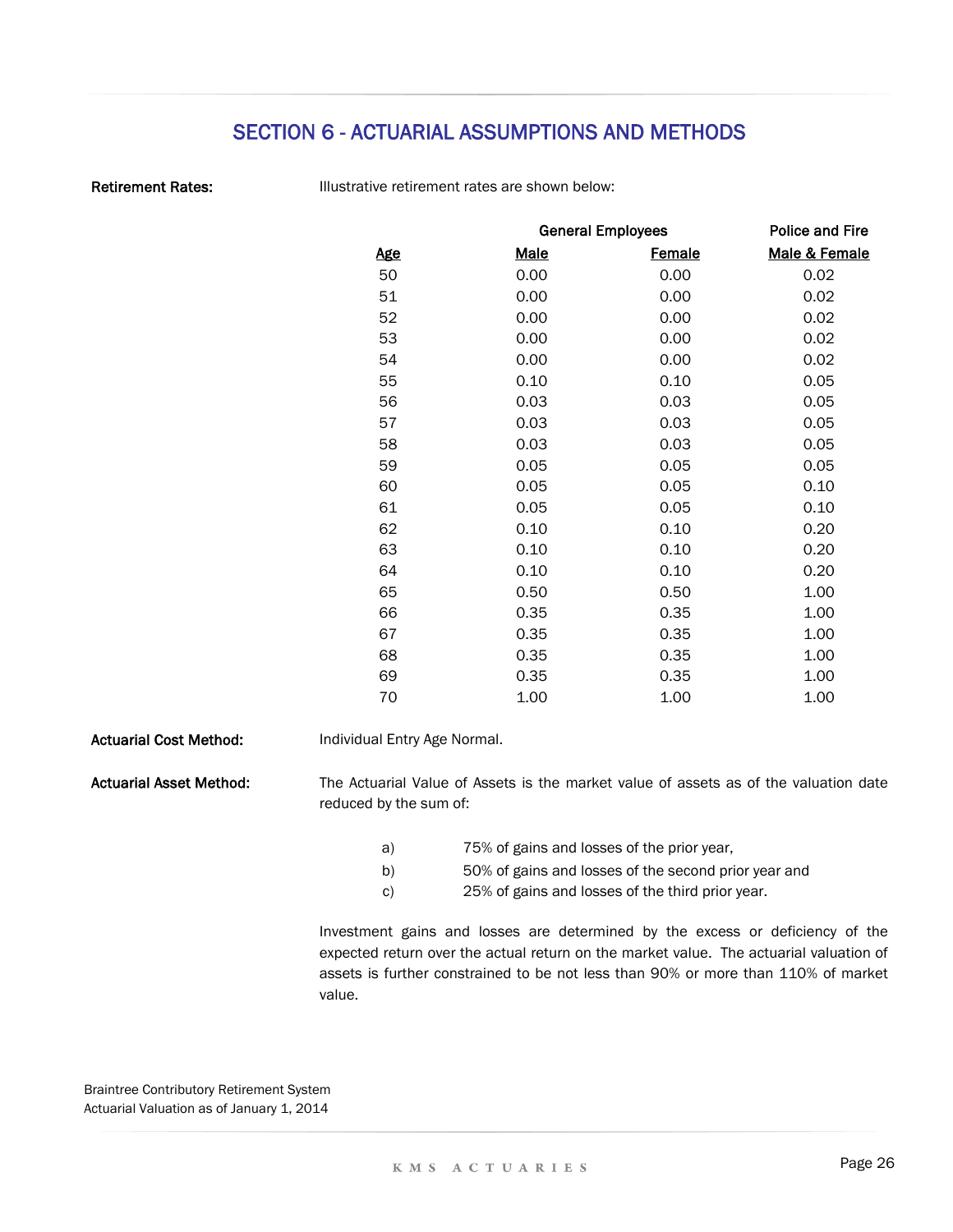# SECTION 6 - ACTUARIAL ASSUMPTIONS AND METHODS

**Retirement Rates:** Illustrative retirement rates are shown below:

| | General Employees | | Police and Fire |
|---|---|---|---|
| **Age** | **Male** | **Female** | **Male & Female** |
| 50 | 0.00 | 0.00 | 0.02 |
| 51 | 0.00 | 0.00 | 0.02 |
| 52 | 0.00 | 0.00 | 0.02 |
| 53 | 0.00 | 0.00 | 0.02 |
| 54 | 0.00 | 0.00 | 0.02 |
| 55 | 0.10 | 0.10 | 0.05 |
| 56 | 0.03 | 0.03 | 0.05 |
| 57 | 0.03 | 0.03 | 0.05 |
| 58 | 0.03 | 0.03 | 0.05 |
| 59 | 0.05 | 0.05 | 0.05 |
| 60 | 0.05 | 0.05 | 0.10 |
| 61 | 0.05 | 0.05 | 0.10 |
| 62 | 0.10 | 0.10 | 0.20 |
| 63 | 0.10 | 0.10 | 0.20 |
| 64 | 0.10 | 0.10 | 0.20 |
| 65 | 0.50 | 0.50 | 1.00 |
| 66 | 0.35 | 0.35 | 1.00 |
| 67 | 0.35 | 0.35 | 1.00 |
| 68 | 0.35 | 0.35 | 1.00 |
| 69 | 0.35 | 0.35 | 1.00 |
| 70 | 1.00 | 1.00 | 1.00 |

**Actuarial Cost Method:** Individual Entry Age Normal.

**Actuarial Asset Method:** The Actuarial Value of Assets is the market value of assets as of the valuation date reduced by the sum of:

a) 75% of gains and losses of the prior year,
b) 50% of gains and losses of the second prior year and
c) 25% of gains and losses of the third prior year.

Investment gains and losses are determined by the excess or deficiency of the expected return over the actual return on the market value. The actuarial valuation of assets is further constrained to be not less than 90% or more than 110% of market value.

Braintree Contributory Retirement System
Actuarial Valuation as of January 1, 2014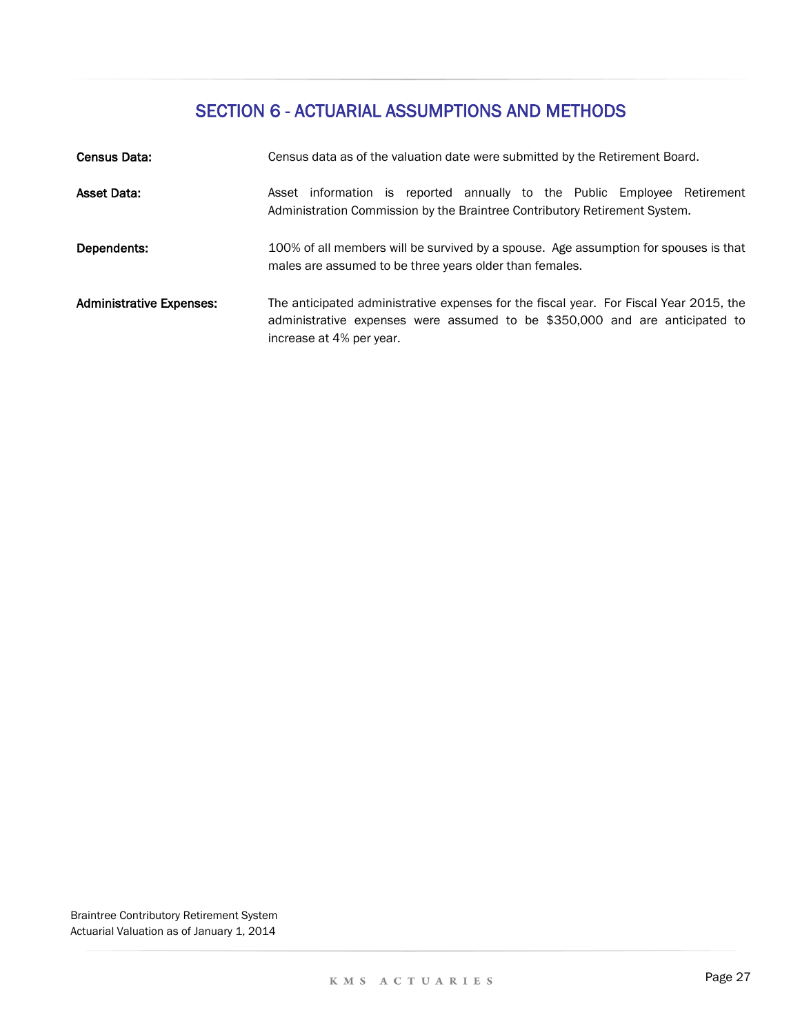## SECTION 6 - ACTUARIAL ASSUMPTIONS AND METHODS

**Census Data:** Census data as of the valuation date were submitted by the Retirement Board.

**Asset Data:** Asset information is reported annually to the Public Employee Retirement Administration Commission by the Braintree Contributory Retirement System.

**Dependents:** 100% of all members will be survived by a spouse. Age assumption for spouses is that males are assumed to be three years older than females.

**Administrative Expenses:** The anticipated administrative expenses for the fiscal year. For Fiscal Year 2015, the administrative expenses were assumed to be $350,000 and are anticipated to increase at 4% per year.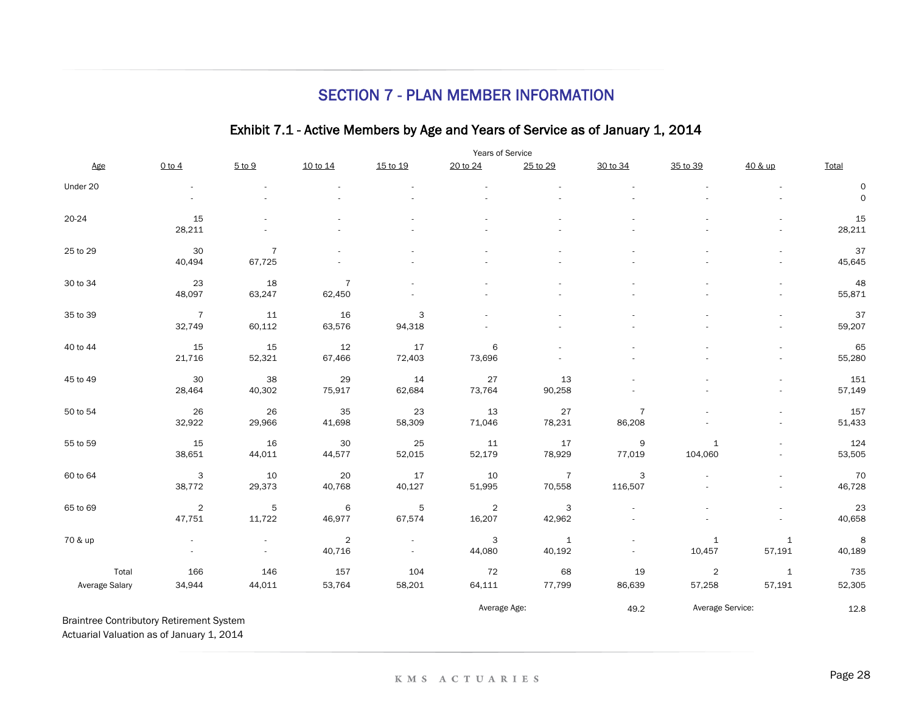## SECTION 7 - PLAN MEMBER INFORMATION

### Exhibit 7.1 - Active Members by Age and Years of Service as of January 1, 2014

| | Years of Service | | | | | | | | | |
|---|---|---|---|---|---|---|---|---|---|---|
| Age | 0 to 4 | 5 to 9 | 10 to 14 | 15 to 19 | 20 to 24 | 25 to 29 | 30 to 34 | 35 to 39 | 40 & up | Total |
| Under 20 | - | - | - | - | - | - | - | - | - | 0 |
| | - | - | - | - | - | - | - | - | - | 0 |
| 20-24 | 15 | - | - | - | - | - | - | - | - | 15 |
| | 28,211 | - | - | - | - | - | - | - | - | 28,211 |
| 25 to 29 | 30 | 7 | - | - | - | - | - | - | - | 37 |
| | 40,494 | 67,725 | - | - | - | - | - | - | - | 45,645 |
| 30 to 34 | 23 | 18 | 7 | - | - | - | - | - | - | 48 |
| | 48,097 | 63,247 | 62,450 | - | - | - | - | - | - | 55,871 |
| 35 to 39 | 7 | 11 | 16 | 3 | - | - | - | - | - | 37 |
| | 32,749 | 60,112 | 63,576 | 94,318 | - | - | - | - | - | 59,207 |
| 40 to 44 | 15 | 15 | 12 | 17 | 6 | - | - | - | - | 65 |
| | 21,716 | 52,321 | 67,466 | 72,403 | 73,696 | - | - | - | - | 55,280 |
| 45 to 49 | 30 | 38 | 29 | 14 | 27 | 13 | - | - | - | 151 |
| | 28,464 | 40,302 | 75,917 | 62,684 | 73,764 | 90,258 | - | - | - | 57,149 |
| 50 to 54 | 26 | 26 | 35 | 23 | 13 | 27 | 7 | - | - | 157 |
| | 32,922 | 29,966 | 41,698 | 58,309 | 71,046 | 78,231 | 86,208 | - | - | 51,433 |
| 55 to 59 | 15 | 16 | 30 | 25 | 11 | 17 | 9 | 1 | - | 124 |
| | 38,651 | 44,011 | 44,577 | 52,015 | 52,179 | 78,929 | 77,019 | 104,060 | - | 53,505 |
| 60 to 64 | 3 | 10 | 20 | 17 | 10 | 7 | 3 | - | - | 70 |
| | 38,772 | 29,373 | 40,768 | 40,127 | 51,995 | 70,558 | 116,507 | - | - | 46,728 |
| 65 to 69 | 2 | 5 | 6 | 5 | 2 | 3 | - | - | - | 23 |
| | 47,751 | 11,722 | 46,977 | 67,574 | 16,207 | 42,962 | - | - | - | 40,658 |
| 70 & up | - | - | 2 | - | 3 | 1 | - | 1 | 1 | 8 |
| | - | - | 40,716 | - | 44,080 | 40,192 | - | 10,457 | 57,191 | 40,189 |
| Total | 166 | 146 | 157 | 104 | 72 | 68 | 19 | 2 | 1 | 735 |
| Average Salary | 34,944 | 44,011 | 53,764 | 58,201 | 64,111 | 77,799 | 86,639 | 57,258 | 57,191 | 52,305 |

Average Age: 49.2 Average Service: 12.8

Braintree Contributory Retirement System
Actuarial Valuation as of January 1, 2014

KMS ACTUARIES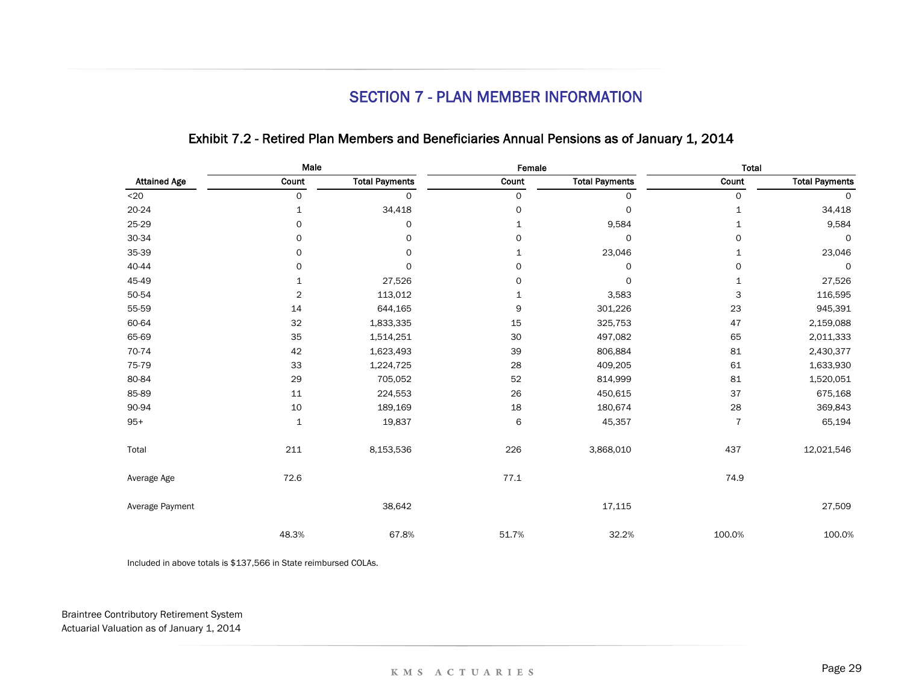## SECTION 7 - PLAN MEMBER INFORMATION

### Exhibit 7.2 - Retired Plan Members and Beneficiaries Annual Pensions as of January 1, 2014

| | Male | | Female | | Total | |
|---|---|---|---|---|---|---|
| **Attained Age** | **Count** | **Total Payments** | **Count** | **Total Payments** | **Count** | **Total Payments** |
| <20 | 0 | 0 | 0 | 0 | 0 | 0 |
| 20-24 | 1 | 34,418 | 0 | 0 | 1 | 34,418 |
| 25-29 | 0 | 0 | 1 | 9,584 | 1 | 9,584 |
| 30-34 | 0 | 0 | 0 | 0 | 0 | 0 |
| 35-39 | 0 | 0 | 1 | 23,046 | 1 | 23,046 |
| 40-44 | 0 | 0 | 0 | 0 | 0 | 0 |
| 45-49 | 1 | 27,526 | 0 | 0 | 1 | 27,526 |
| 50-54 | 2 | 113,012 | 1 | 3,583 | 3 | 116,595 |
| 55-59 | 14 | 644,165 | 9 | 301,226 | 23 | 945,391 |
| 60-64 | 32 | 1,833,335 | 15 | 325,753 | 47 | 2,159,088 |
| 65-69 | 35 | 1,514,251 | 30 | 497,082 | 65 | 2,011,333 |
| 70-74 | 42 | 1,623,493 | 39 | 806,884 | 81 | 2,430,377 |
| 75-79 | 33 | 1,224,725 | 28 | 409,205 | 61 | 1,633,930 |
| 80-84 | 29 | 705,052 | 52 | 814,999 | 81 | 1,520,051 |
| 85-89 | 11 | 224,553 | 26 | 450,615 | 37 | 675,168 |
| 90-94 | 10 | 189,169 | 18 | 180,674 | 28 | 369,843 |
| 95+ | 1 | 19,837 | 6 | 45,357 | 7 | 65,194 |
| Total | 211 | 8,153,536 | 226 | 3,868,010 | 437 | 12,021,546 |
| Average Age | 72.6 | | 77.1 | | 74.9 | |
| Average Payment | | 38,642 | | 17,115 | | 27,509 |
| | 48.3% | 67.8% | 51.7% | 32.2% | 100.0% | 100.0% |

Included in above totals is $137,566 in State reimbursed COLAs.

Braintree Contributory Retirement System
Actuarial Valuation as of January 1, 2014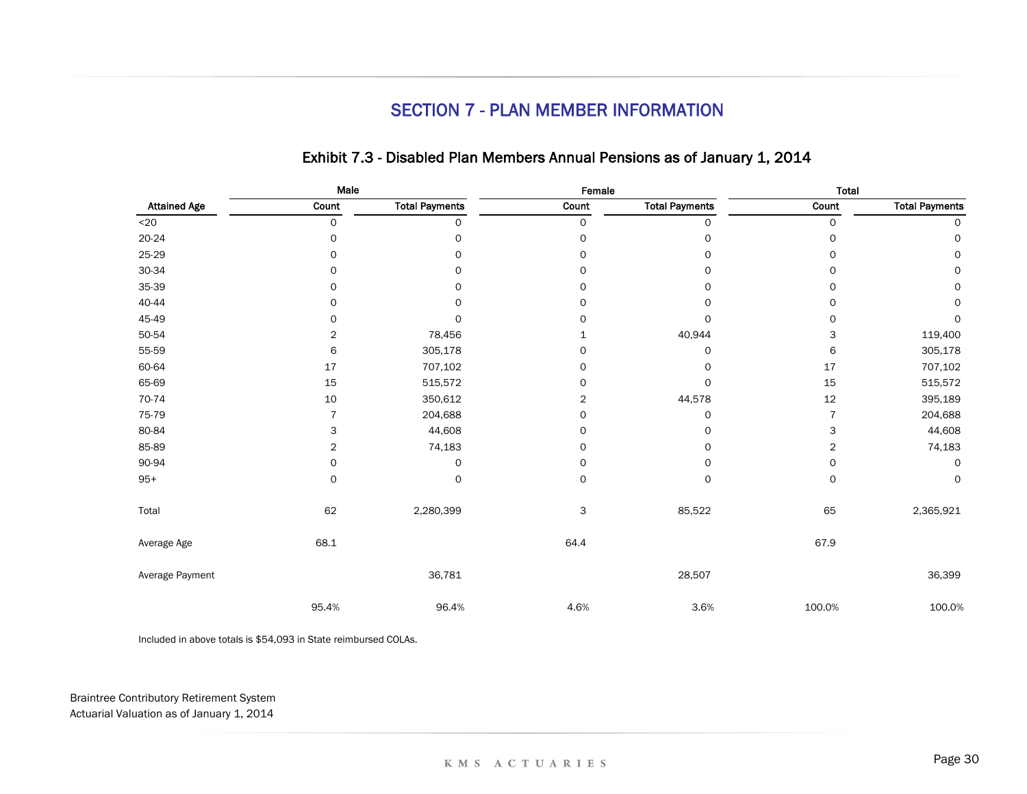## SECTION 7 - PLAN MEMBER INFORMATION

### Exhibit 7.3 - Disabled Plan Members Annual Pensions as of January 1, 2014

| | Male | | Female | | Total | |
|---|---|---|---|---|---|---|
| **Attained Age** | **Count** | **Total Payments** | **Count** | **Total Payments** | **Count** | **Total Payments** |
| <20 | 0 | 0 | 0 | 0 | 0 | 0 |
| 20-24 | 0 | 0 | 0 | 0 | 0 | 0 |
| 25-29 | 0 | 0 | 0 | 0 | 0 | 0 |
| 30-34 | 0 | 0 | 0 | 0 | 0 | 0 |
| 35-39 | 0 | 0 | 0 | 0 | 0 | 0 |
| 40-44 | 0 | 0 | 0 | 0 | 0 | 0 |
| 45-49 | 0 | 0 | 0 | 0 | 0 | 0 |
| 50-54 | 2 | 78,456 | 1 | 40,944 | 3 | 119,400 |
| 55-59 | 6 | 305,178 | 0 | 0 | 6 | 305,178 |
| 60-64 | 17 | 707,102 | 0 | 0 | 17 | 707,102 |
| 65-69 | 15 | 515,572 | 0 | 0 | 15 | 515,572 |
| 70-74 | 10 | 350,612 | 2 | 44,578 | 12 | 395,189 |
| 75-79 | 7 | 204,688 | 0 | 0 | 7 | 204,688 |
| 80-84 | 3 | 44,608 | 0 | 0 | 3 | 44,608 |
| 85-89 | 2 | 74,183 | 0 | 0 | 2 | 74,183 |
| 90-94 | 0 | 0 | 0 | 0 | 0 | 0 |
| 95+ | 0 | 0 | 0 | 0 | 0 | 0 |
| Total | 62 | 2,280,399 | 3 | 85,522 | 65 | 2,365,921 |
| Average Age | 68.1 | | 64.4 | | 67.9 | |
| Average Payment | | 36,781 | | 28,507 | | 36,399 |
| | 95.4% | 96.4% | 4.6% | 3.6% | 100.0% | 100.0% |

Included in above totals is $54,093 in State reimbursed COLAs.

Braintree Contributory Retirement System
Actuarial Valuation as of January 1, 2014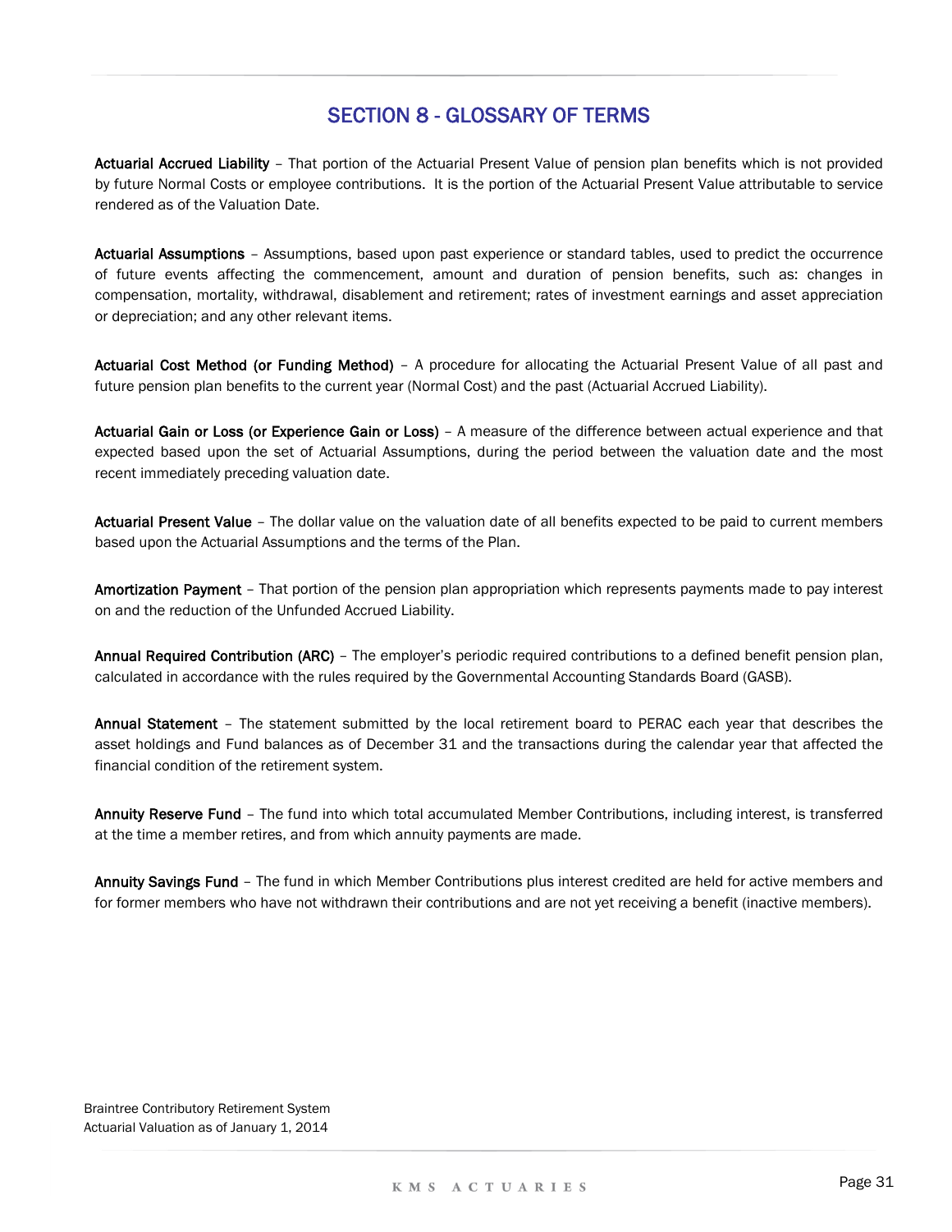# SECTION 8 - GLOSSARY OF TERMS

**Actuarial Accrued Liability** – That portion of the Actuarial Present Value of pension plan benefits which is not provided by future Normal Costs or employee contributions. It is the portion of the Actuarial Present Value attributable to service rendered as of the Valuation Date.

**Actuarial Assumptions** – Assumptions, based upon past experience or standard tables, used to predict the occurrence of future events affecting the commencement, amount and duration of pension benefits, such as: changes in compensation, mortality, withdrawal, disablement and retirement; rates of investment earnings and asset appreciation or depreciation; and any other relevant items.

**Actuarial Cost Method (or Funding Method)** – A procedure for allocating the Actuarial Present Value of all past and future pension plan benefits to the current year (Normal Cost) and the past (Actuarial Accrued Liability).

**Actuarial Gain or Loss (or Experience Gain or Loss)** – A measure of the difference between actual experience and that expected based upon the set of Actuarial Assumptions, during the period between the valuation date and the most recent immediately preceding valuation date.

**Actuarial Present Value** – The dollar value on the valuation date of all benefits expected to be paid to current members based upon the Actuarial Assumptions and the terms of the Plan.

**Amortization Payment** – That portion of the pension plan appropriation which represents payments made to pay interest on and the reduction of the Unfunded Accrued Liability.

**Annual Required Contribution (ARC)** – The employer's periodic required contributions to a defined benefit pension plan, calculated in accordance with the rules required by the Governmental Accounting Standards Board (GASB).

**Annual Statement** – The statement submitted by the local retirement board to PERAC each year that describes the asset holdings and Fund balances as of December 31 and the transactions during the calendar year that affected the financial condition of the retirement system.

**Annuity Reserve Fund** – The fund into which total accumulated Member Contributions, including interest, is transferred at the time a member retires, and from which annuity payments are made.

**Annuity Savings Fund** – The fund in which Member Contributions plus interest credited are held for active members and for former members who have not withdrawn their contributions and are not yet receiving a benefit (inactive members).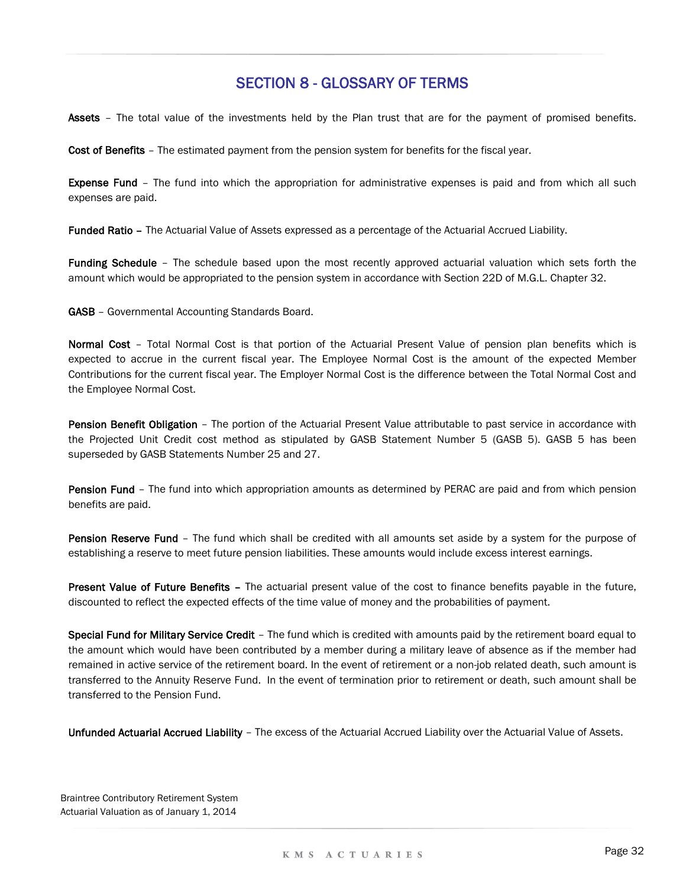# SECTION 8 - GLOSSARY OF TERMS

**Assets** – The total value of the investments held by the Plan trust that are for the payment of promised benefits.

**Cost of Benefits** – The estimated payment from the pension system for benefits for the fiscal year.

**Expense Fund** – The fund into which the appropriation for administrative expenses is paid and from which all such expenses are paid.

**Funded Ratio –** The Actuarial Value of Assets expressed as a percentage of the Actuarial Accrued Liability.

**Funding Schedule** – The schedule based upon the most recently approved actuarial valuation which sets forth the amount which would be appropriated to the pension system in accordance with Section 22D of M.G.L. Chapter 32.

**GASB** – Governmental Accounting Standards Board.

**Normal Cost** – Total Normal Cost is that portion of the Actuarial Present Value of pension plan benefits which is expected to accrue in the current fiscal year. The Employee Normal Cost is the amount of the expected Member Contributions for the current fiscal year. The Employer Normal Cost is the difference between the Total Normal Cost and the Employee Normal Cost.

**Pension Benefit Obligation** – The portion of the Actuarial Present Value attributable to past service in accordance with the Projected Unit Credit cost method as stipulated by GASB Statement Number 5 (GASB 5). GASB 5 has been superseded by GASB Statements Number 25 and 27.

**Pension Fund** – The fund into which appropriation amounts as determined by PERAC are paid and from which pension benefits are paid.

**Pension Reserve Fund** – The fund which shall be credited with all amounts set aside by a system for the purpose of establishing a reserve to meet future pension liabilities. These amounts would include excess interest earnings.

**Present Value of Future Benefits –** The actuarial present value of the cost to finance benefits payable in the future, discounted to reflect the expected effects of the time value of money and the probabilities of payment.

**Special Fund for Military Service Credit** – The fund which is credited with amounts paid by the retirement board equal to the amount which would have been contributed by a member during a military leave of absence as if the member had remained in active service of the retirement board. In the event of retirement or a non-job related death, such amount is transferred to the Annuity Reserve Fund. In the event of termination prior to retirement or death, such amount shall be transferred to the Pension Fund.

**Unfunded Actuarial Accrued Liability** – The excess of the Actuarial Accrued Liability over the Actuarial Value of Assets.